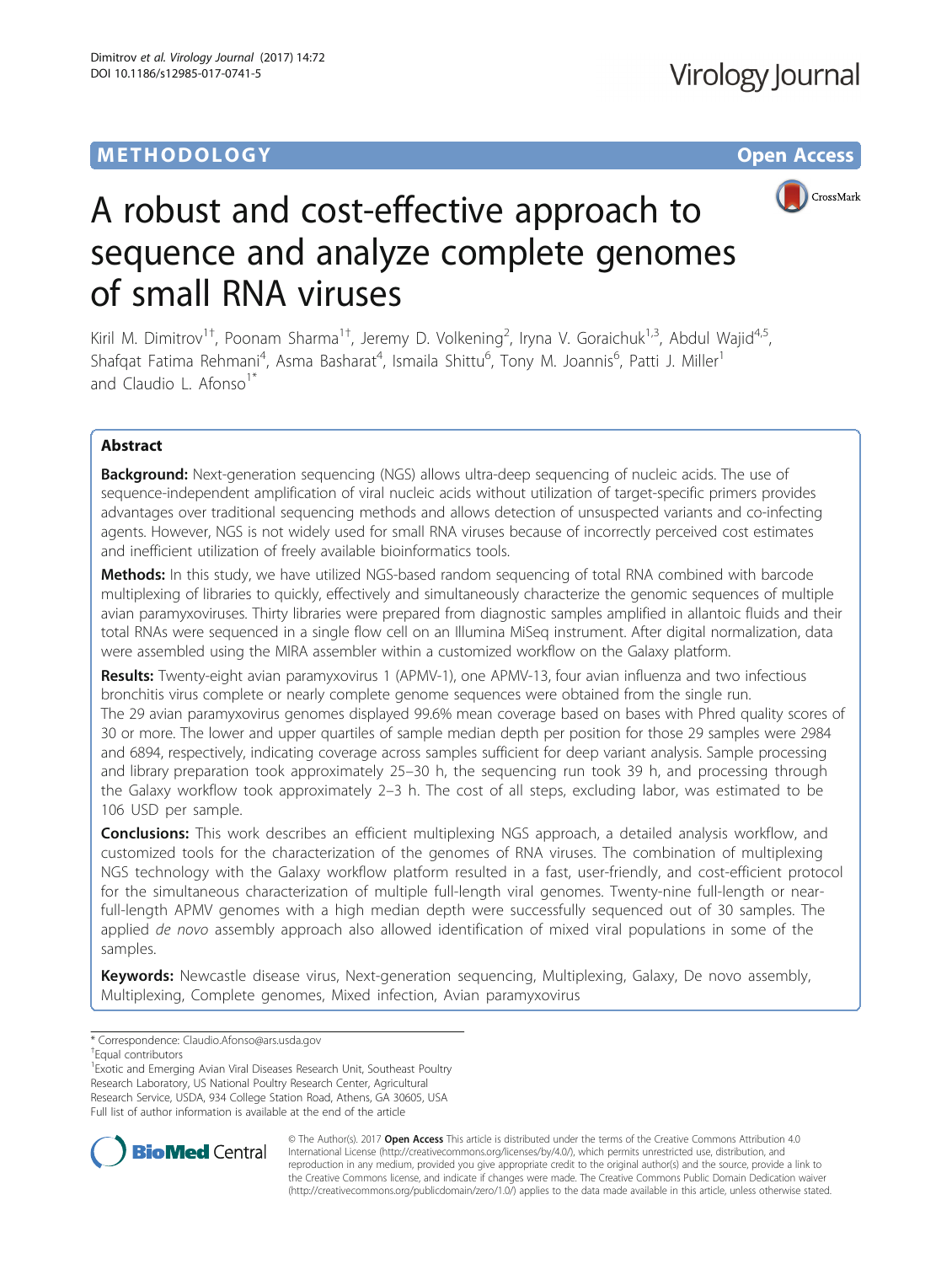METHODOLOGY

Open Access

# A robust and cost-effective approach to sequence and analyze complete genomes of small RNA viruses

Kiril M. Dimitrov[1†], Poonam Sharma[1†], Jeremy D. Volkening[2], Iryna V. Goraichuk[1,3], Abdul Wajid[4,5], Shafqat Fatima Rehmani[4], Asma Basharat[4], Ismaila Shittu[6], Tony M. Joannis[6], Patti J. Miller[1] and Claudio L. Afonso[1*]

## Abstract

**Background:** Next-generation sequencing (NGS) allows ultra-deep sequencing of nucleic acids. The use of sequence-independent amplification of viral nucleic acids without utilization of target-specific primers provides advantages over traditional sequencing methods and allows detection of unsuspected variants and co-infecting agents. However, NGS is not widely used for small RNA viruses because of incorrectly perceived cost estimates and inefficient utilization of freely available bioinformatics tools.

**Methods:** In this study, we have utilized NGS-based random sequencing of total RNA combined with barcode multiplexing of libraries to quickly, effectively and simultaneously characterize the genomic sequences of multiple avian paramyxoviruses. Thirty libraries were prepared from diagnostic samples amplified in allantoic fluids and their total RNAs were sequenced in a single flow cell on an Illumina MiSeq instrument. After digital normalization, data were assembled using the MIRA assembler within a customized workflow on the Galaxy platform.

**Results:** Twenty-eight avian paramyxovirus 1 (APMV-1), one APMV-13, four avian influenza and two infectious bronchitis virus complete or nearly complete genome sequences were obtained from the single run. The 29 avian paramyxovirus genomes displayed 99.6% mean coverage based on bases with Phred quality scores of 30 or more. The lower and upper quartiles of sample median depth per position for those 29 samples were 2984 and 6894, respectively, indicating coverage across samples sufficient for deep variant analysis. Sample processing and library preparation took approximately 25–30 h, the sequencing run took 39 h, and processing through the Galaxy workflow took approximately 2–3 h. The cost of all steps, excluding labor, was estimated to be 106 USD per sample.

**Conclusions:** This work describes an efficient multiplexing NGS approach, a detailed analysis workflow, and customized tools for the characterization of the genomes of RNA viruses. The combination of multiplexing NGS technology with the Galaxy workflow platform resulted in a fast, user-friendly, and cost-efficient protocol for the simultaneous characterization of multiple full-length viral genomes. Twenty-nine full-length or near-full-length APMV genomes with a high median depth were successfully sequenced out of 30 samples. The applied *de novo* assembly approach also allowed identification of mixed viral populations in some of the samples.

**Keywords:** Newcastle disease virus, Next-generation sequencing, Multiplexing, Galaxy, De novo assembly, Multiplexing, Complete genomes, Mixed infection, Avian paramyxovirus

\* Correspondence: Claudio.Afonso@ars.usda.gov

†Equal contributors

[1]Exotic and Emerging Avian Viral Diseases Research Unit, Southeast Poultry Research Laboratory, US National Poultry Research Center, Agricultural Research Service, USDA, 934 College Station Road, Athens, GA 30605, USA

Full list of author information is available at the end of the article

© The Author(s). 2017 **Open Access** This article is distributed under the terms of the Creative Commons Attribution 4.0 International License (http://creativecommons.org/licenses/by/4.0/), which permits unrestricted use, distribution, and reproduction in any medium, provided you give appropriate credit to the original author(s) and the source, provide a link to the Creative Commons license, and indicate if changes were made. The Creative Commons Public Domain Dedication waiver (http://creativecommons.org/publicdomain/zero/1.0/) applies to the data made available in this article, unless otherwise stated.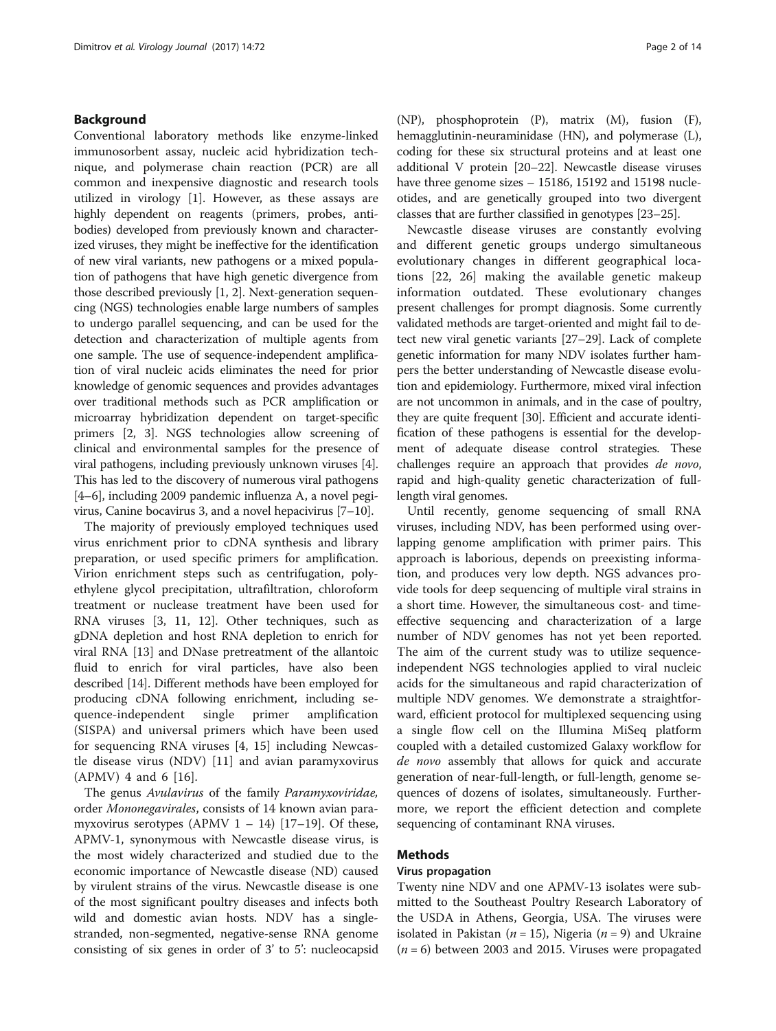## Background

Conventional laboratory methods like enzyme-linked immunosorbent assay, nucleic acid hybridization technique, and polymerase chain reaction (PCR) are all common and inexpensive diagnostic and research tools utilized in virology [1]. However, as these assays are highly dependent on reagents (primers, probes, antibodies) developed from previously known and characterized viruses, they might be ineffective for the identification of new viral variants, new pathogens or a mixed population of pathogens that have high genetic divergence from those described previously [1, 2]. Next-generation sequencing (NGS) technologies enable large numbers of samples to undergo parallel sequencing, and can be used for the detection and characterization of multiple agents from one sample. The use of sequence-independent amplification of viral nucleic acids eliminates the need for prior knowledge of genomic sequences and provides advantages over traditional methods such as PCR amplification or microarray hybridization dependent on target-specific primers [2, 3]. NGS technologies allow screening of clinical and environmental samples for the presence of viral pathogens, including previously unknown viruses [4]. This has led to the discovery of numerous viral pathogens [4–6], including 2009 pandemic influenza A, a novel pegivirus, Canine bocavirus 3, and a novel hepacivirus [7–10].

The majority of previously employed techniques used virus enrichment prior to cDNA synthesis and library preparation, or used specific primers for amplification. Virion enrichment steps such as centrifugation, polyethylene glycol precipitation, ultrafiltration, chloroform treatment or nuclease treatment have been used for RNA viruses [3, 11, 12]. Other techniques, such as gDNA depletion and host RNA depletion to enrich for viral RNA [13] and DNase pretreatment of the allantoic fluid to enrich for viral particles, have also been described [14]. Different methods have been employed for producing cDNA following enrichment, including sequence-independent single primer amplification (SISPA) and universal primers which have been used for sequencing RNA viruses [4, 15] including Newcastle disease virus (NDV) [11] and avian paramyxovirus (APMV) 4 and 6 [16].

The genus *Avulavirus* of the family *Paramyxoviridae,* order *Mononegavirales*, consists of 14 known avian paramyxovirus serotypes (APMV 1 – 14) [17–19]. Of these, APMV-1, synonymous with Newcastle disease virus, is the most widely characterized and studied due to the economic importance of Newcastle disease (ND) caused by virulent strains of the virus. Newcastle disease is one of the most significant poultry diseases and infects both wild and domestic avian hosts. NDV has a single-stranded, non-segmented, negative-sense RNA genome consisting of six genes in order of 3' to 5': nucleocapsid (NP), phosphoprotein (P), matrix (M), fusion (F), hemagglutinin-neuraminidase (HN), and polymerase (L), coding for these six structural proteins and at least one additional V protein [20–22]. Newcastle disease viruses have three genome sizes – 15186, 15192 and 15198 nucleotides, and are genetically grouped into two divergent classes that are further classified in genotypes [23–25].

Newcastle disease viruses are constantly evolving and different genetic groups undergo simultaneous evolutionary changes in different geographical locations [22, 26] making the available genetic makeup information outdated. These evolutionary changes present challenges for prompt diagnosis. Some currently validated methods are target-oriented and might fail to detect new viral genetic variants [27–29]. Lack of complete genetic information for many NDV isolates further hampers the better understanding of Newcastle disease evolution and epidemiology. Furthermore, mixed viral infection are not uncommon in animals, and in the case of poultry, they are quite frequent [30]. Efficient and accurate identification of these pathogens is essential for the development of adequate disease control strategies. These challenges require an approach that provides *de novo*, rapid and high-quality genetic characterization of full-length viral genomes.

Until recently, genome sequencing of small RNA viruses, including NDV, has been performed using overlapping genome amplification with primer pairs. This approach is laborious, depends on preexisting information, and produces very low depth. NGS advances provide tools for deep sequencing of multiple viral strains in a short time. However, the simultaneous cost- and time-effective sequencing and characterization of a large number of NDV genomes has not yet been reported. The aim of the current study was to utilize sequence-independent NGS technologies applied to viral nucleic acids for the simultaneous and rapid characterization of multiple NDV genomes. We demonstrate a straightforward, efficient protocol for multiplexed sequencing using a single flow cell on the Illumina MiSeq platform coupled with a detailed customized Galaxy workflow for *de novo* assembly that allows for quick and accurate generation of near-full-length, or full-length, genome sequences of dozens of isolates, simultaneously. Furthermore, we report the efficient detection and complete sequencing of contaminant RNA viruses.

## Methods

### Virus propagation

Twenty nine NDV and one APMV-13 isolates were submitted to the Southeast Poultry Research Laboratory of the USDA in Athens, Georgia, USA. The viruses were isolated in Pakistan ($n = 15$), Nigeria ($n = 9$) and Ukraine ($n = 6$) between 2003 and 2015. Viruses were propagated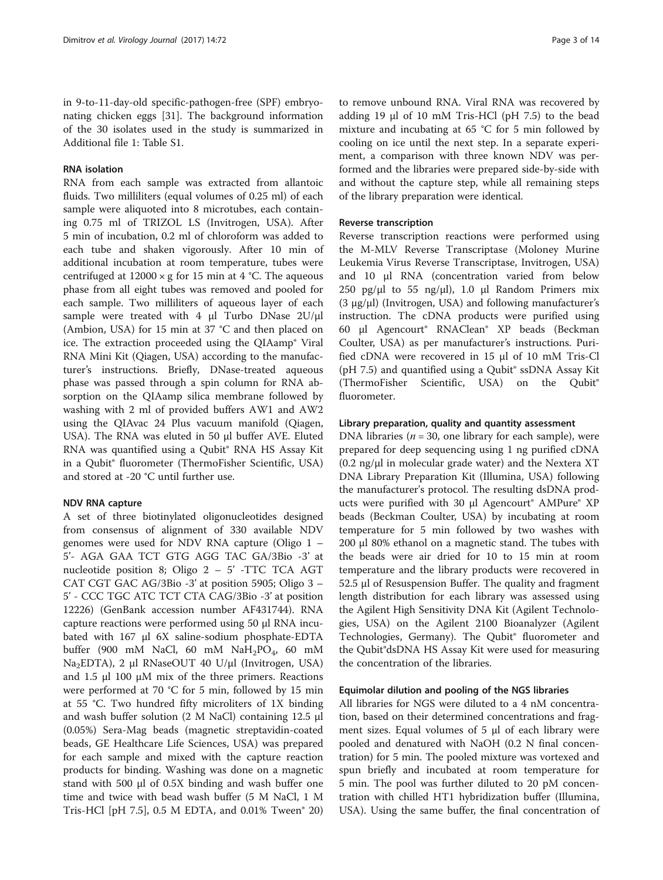in 9-to-11-day-old specific-pathogen-free (SPF) embryonating chicken eggs [31]. The background information of the 30 isolates used in the study is summarized in Additional file 1: Table S1.

### RNA isolation

RNA from each sample was extracted from allantoic fluids. Two milliliters (equal volumes of 0.25 ml) of each sample were aliquoted into 8 microtubes, each containing 0.75 ml of TRIZOL LS (Invitrogen, USA). After 5 min of incubation, 0.2 ml of chloroform was added to each tube and shaken vigorously. After 10 min of additional incubation at room temperature, tubes were centrifuged at 12000 × g for 15 min at 4 °C. The aqueous phase from all eight tubes was removed and pooled for each sample. Two milliliters of aqueous layer of each sample were treated with 4 μl Turbo DNase 2U/μl (Ambion, USA) for 15 min at 37 °C and then placed on ice. The extraction proceeded using the QIAamp® Viral RNA Mini Kit (Qiagen, USA) according to the manufacturer's instructions. Briefly, DNase-treated aqueous phase was passed through a spin column for RNA absorption on the QIAamp silica membrane followed by washing with 2 ml of provided buffers AW1 and AW2 using the QIAvac 24 Plus vacuum manifold (Qiagen, USA). The RNA was eluted in 50 μl buffer AVE. Eluted RNA was quantified using a Qubit® RNA HS Assay Kit in a Qubit® fluorometer (ThermoFisher Scientific, USA) and stored at -20 °C until further use.

### NDV RNA capture

A set of three biotinylated oligonucleotides designed from consensus of alignment of 330 available NDV genomes were used for NDV RNA capture (Oligo 1 – 5'- AGA GAA TCT GTG AGG TAC GA/3Bio -3' at nucleotide position 8; Oligo 2 – 5' -TTC TCA AGT CAT CGT GAC AG/3Bio -3' at position 5905; Oligo 3 – 5' - CCC TGC ATC TCT CTA CAG/3Bio -3' at position 12226) (GenBank accession number AF431744). RNA capture reactions were performed using 50 μl RNA incubated with 167 μl 6X saline-sodium phosphate-EDTA buffer (900 mM NaCl, 60 mM $NaH_2PO_4$, 60 mM $Na_2EDTA$), 2 μl RNaseOUT 40 U/μl (Invitrogen, USA) and 1.5 μl 100 μM mix of the three primers. Reactions were performed at 70 °C for 5 min, followed by 15 min at 55 °C. Two hundred fifty microliters of 1X binding and wash buffer solution (2 M NaCl) containing 12.5 μl (0.05%) Sera-Mag beads (magnetic streptavidin-coated beads, GE Healthcare Life Sciences, USA) was prepared for each sample and mixed with the capture reaction products for binding. Washing was done on a magnetic stand with 500 μl of 0.5X binding and wash buffer one time and twice with bead wash buffer (5 M NaCl, 1 M Tris-HCl [pH 7.5], 0.5 M EDTA, and 0.01% Tween® 20) to remove unbound RNA. Viral RNA was recovered by adding 19 μl of 10 mM Tris-HCl (pH 7.5) to the bead mixture and incubating at 65 °C for 5 min followed by cooling on ice until the next step. In a separate experiment, a comparison with three known NDV was performed and the libraries were prepared side-by-side with and without the capture step, while all remaining steps of the library preparation were identical.

### Reverse transcription

Reverse transcription reactions were performed using the M-MLV Reverse Transcriptase (Moloney Murine Leukemia Virus Reverse Transcriptase, Invitrogen, USA) and 10 μl RNA (concentration varied from below 250 pg/μl to 55 ng/μl), 1.0 μl Random Primers mix (3 μg/μl) (Invitrogen, USA) and following manufacturer's instruction. The cDNA products were purified using 60 μl Agencourt® RNAClean® XP beads (Beckman Coulter, USA) as per manufacturer's instructions. Purified cDNA were recovered in 15 μl of 10 mM Tris-Cl (pH 7.5) and quantified using a Qubit® ssDNA Assay Kit (ThermoFisher Scientific, USA) on the Qubit® fluorometer.

### Library preparation, quality and quantity assessment

DNA libraries ($n = 30$, one library for each sample), were prepared for deep sequencing using 1 ng purified cDNA (0.2 ng/μl in molecular grade water) and the Nextera XT DNA Library Preparation Kit (Illumina, USA) following the manufacturer's protocol. The resulting dsDNA products were purified with 30 μl Agencourt® AMPure® XP beads (Beckman Coulter, USA) by incubating at room temperature for 5 min followed by two washes with 200 μl 80% ethanol on a magnetic stand. The tubes with the beads were air dried for 10 to 15 min at room temperature and the library products were recovered in 52.5 μl of Resuspension Buffer. The quality and fragment length distribution for each library was assessed using the Agilent High Sensitivity DNA Kit (Agilent Technologies, USA) on the Agilent 2100 Bioanalyzer (Agilent Technologies, Germany). The Qubit® fluorometer and the Qubit®dsDNA HS Assay Kit were used for measuring the concentration of the libraries.

### Equimolar dilution and pooling of the NGS libraries

All libraries for NGS were diluted to a 4 nM concentration, based on their determined concentrations and fragment sizes. Equal volumes of 5 μl of each library were pooled and denatured with NaOH (0.2 N final concentration) for 5 min. The pooled mixture was vortexed and spun briefly and incubated at room temperature for 5 min. The pool was further diluted to 20 pM concentration with chilled HT1 hybridization buffer (Illumina, USA). Using the same buffer, the final concentration of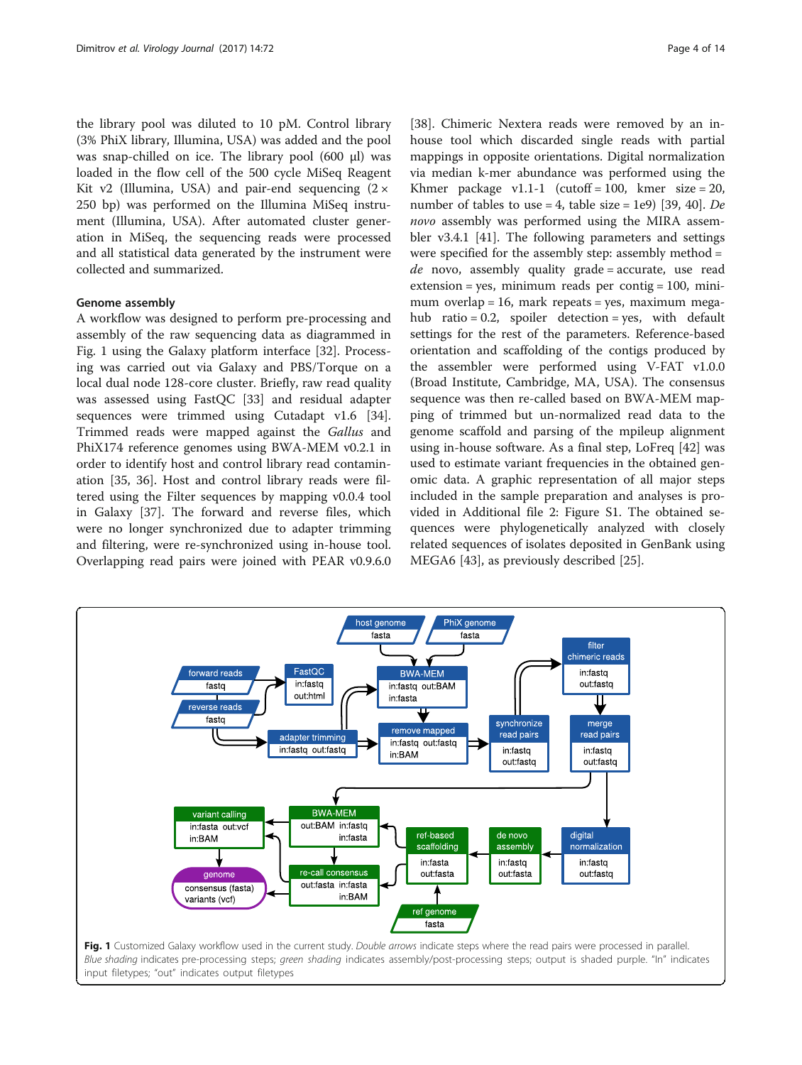the library pool was diluted to 10 pM. Control library (3% PhiX library, Illumina, USA) was added and the pool was snap-chilled on ice. The library pool (600 μl) was loaded in the flow cell of the 500 cycle MiSeq Reagent Kit v2 (Illumina, USA) and pair-end sequencing (2 × 250 bp) was performed on the Illumina MiSeq instrument (Illumina, USA). After automated cluster generation in MiSeq, the sequencing reads were processed and all statistical data generated by the instrument were collected and summarized.

### Genome assembly

A workflow was designed to perform pre-processing and assembly of the raw sequencing data as diagrammed in Fig. 1 using the Galaxy platform interface [32]. Processing was carried out via Galaxy and PBS/Torque on a local dual node 128-core cluster. Briefly, raw read quality was assessed using FastQC [33] and residual adapter sequences were trimmed using Cutadapt v1.6 [34]. Trimmed reads were mapped against the *Gallus* and PhiX174 reference genomes using BWA-MEM v0.2.1 in order to identify host and control library read contamination [35, 36]. Host and control library reads were filtered using the Filter sequences by mapping v0.0.4 tool in Galaxy [37]. The forward and reverse files, which were no longer synchronized due to adapter trimming and filtering, were re-synchronized using in-house tool. Overlapping read pairs were joined with PEAR v0.9.6.0 [38]. Chimeric Nextera reads were removed by an in-house tool which discarded single reads with partial mappings in opposite orientations. Digital normalization via median k-mer abundance was performed using the Khmer package v1.1-1 (cutoff = 100, kmer size = 20, number of tables to use = 4, table size = 1e9) [39, 40]. *De novo* assembly was performed using the MIRA assembler v3.4.1 [41]. The following parameters and settings were specified for the assembly step: assembly method = *de* novo, assembly quality grade = accurate, use read extension = yes, minimum reads per contig = 100, minimum overlap = 16, mark repeats = yes, maximum megahub ratio = 0.2, spoiler detection = yes, with default settings for the rest of the parameters. Reference-based orientation and scaffolding of the contigs produced by the assembler were performed using V-FAT v1.0.0 (Broad Institute, Cambridge, MA, USA). The consensus sequence was then re-called based on BWA-MEM mapping of trimmed but un-normalized read data to the genome scaffold and parsing of the mpileup alignment using in-house software. As a final step, LoFreq [42] was used to estimate variant frequencies in the obtained genomic data. A graphic representation of all major steps included in the sample preparation and analyses is provided in Additional file 2: Figure S1. The obtained sequences were phylogenetically analyzed with closely related sequences of isolates deposited in GenBank using MEGA6 [43], as previously described [25].

**Fig. 1** Customized Galaxy workflow used in the current study. *Double arrows* indicate steps where the read pairs were processed in parallel. *Blue shading* indicates pre-processing steps; *green shading* indicates assembly/post-processing steps; output is shaded purple. "In" indicates input filetypes; "out" indicates output filetypes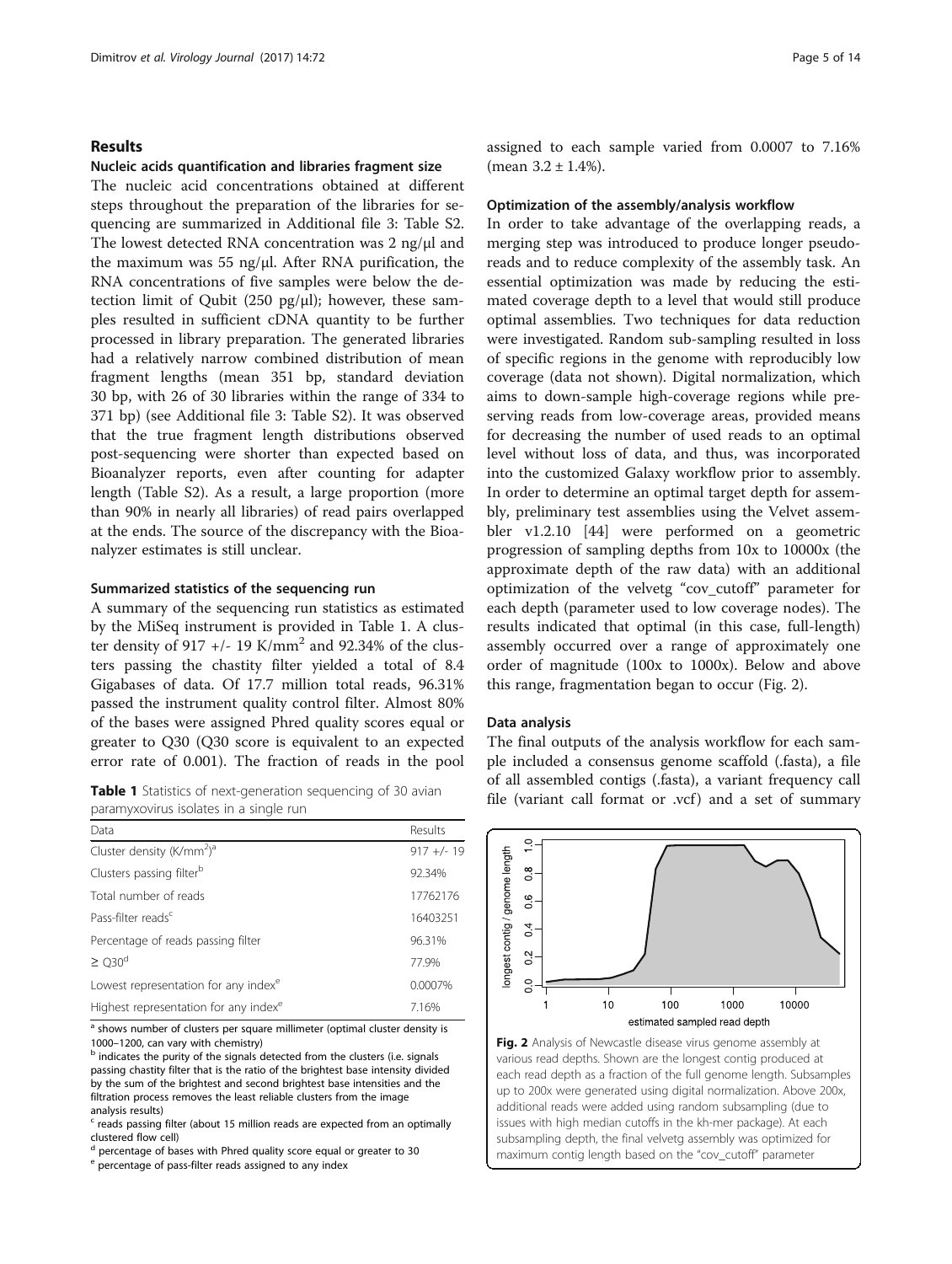## Results

### Nucleic acids quantification and libraries fragment size

The nucleic acid concentrations obtained at different steps throughout the preparation of the libraries for sequencing are summarized in Additional file 3: Table S2. The lowest detected RNA concentration was 2 ng/μl and the maximum was 55 ng/μl. After RNA purification, the RNA concentrations of five samples were below the detection limit of Qubit (250 pg/μl); however, these samples resulted in sufficient cDNA quantity to be further processed in library preparation. The generated libraries had a relatively narrow combined distribution of mean fragment lengths (mean 351 bp, standard deviation 30 bp, with 26 of 30 libraries within the range of 334 to 371 bp) (see Additional file 3: Table S2). It was observed that the true fragment length distributions observed post-sequencing were shorter than expected based on Bioanalyzer reports, even after counting for adapter length (Table S2). As a result, a large proportion (more than 90% in nearly all libraries) of read pairs overlapped at the ends. The source of the discrepancy with the Bioanalyzer estimates is still unclear.

### Summarized statistics of the sequencing run

A summary of the sequencing run statistics as estimated by the MiSeq instrument is provided in Table 1. A cluster density of 917 +/- 19 K/mm$^2$ and 92.34% of the clusters passing the chastity filter yielded a total of 8.4 Gigabases of data. Of 17.7 million total reads, 96.31% passed the instrument quality control filter. Almost 80% of the bases were assigned Phred quality scores equal or greater to Q30 (Q30 score is equivalent to an expected error rate of 0.001). The fraction of reads in the pool assigned to each sample varied from 0.0007 to 7.16% (mean 3.2 ± 1.4%).

**Table 1** Statistics of next-generation sequencing of 30 avian paramyxovirus isolates in a single run

| Data | Results |
|---|---|
| Cluster density (K/mm$^2$)[a] | 917 +/- 19 |
| Clusters passing filter[b] | 92.34% |
| Total number of reads | 17762176 |
| Pass-filter reads[c] | 16403251 |
| Percentage of reads passing filter | 96.31% |
| ≥ Q30[d] | 77.9% |
| Lowest representation for any index[e] | 0.0007% |
| Highest representation for any index[e] | 7.16% |

[a] shows number of clusters per square millimeter (optimal cluster density is 1000–1200, can vary with chemistry)
[b] indicates the purity of the signals detected from the clusters (i.e. signals passing chastity filter that is the ratio of the brightest base intensity divided by the sum of the brightest and second brightest base intensities and the filtration process removes the least reliable clusters from the image analysis results)
[c] reads passing filter (about 15 million reads are expected from an optimally clustered flow cell)
[d] percentage of bases with Phred quality score equal or greater to 30
[e] percentage of pass-filter reads assigned to any index

### Optimization of the assembly/analysis workflow

In order to take advantage of the overlapping reads, a merging step was introduced to produce longer pseudo-reads and to reduce complexity of the assembly task. An essential optimization was made by reducing the estimated coverage depth to a level that would still produce optimal assemblies. Two techniques for data reduction were investigated. Random sub-sampling resulted in loss of specific regions in the genome with reproducibly low coverage (data not shown). Digital normalization, which aims to down-sample high-coverage regions while preserving reads from low-coverage areas, provided means for decreasing the number of used reads to an optimal level without loss of data, and thus, was incorporated into the customized Galaxy workflow prior to assembly. In order to determine an optimal target depth for assembly, preliminary test assemblies using the Velvet assembler v1.2.10 [44] were performed on a geometric progression of sampling depths from 10x to 10000x (the approximate depth of the raw data) with an additional optimization of the velvetg "cov_cutoff" parameter for each depth (parameter used to low coverage nodes). The results indicated that optimal (in this case, full-length) assembly occurred over a range of approximately one order of magnitude (100x to 1000x). Below and above this range, fragmentation began to occur (Fig. 2).

### Data analysis

The final outputs of the analysis workflow for each sample included a consensus genome scaffold (.fasta), a file of all assembled contigs (.fasta), a variant frequency call file (variant call format or .vcf) and a set of summary

**Fig. 2** Analysis of Newcastle disease virus genome assembly at various read depths. Shown are the longest contig produced at each read depth as a fraction of the full genome length. Subsamples up to 200x were generated using digital normalization. Above 200x, additional reads were added using random subsampling (due to issues with high median cutoffs in the kh-mer package). At each subsampling depth, the final velvetg assembly was optimized for maximum contig length based on the "cov_cutoff" parameter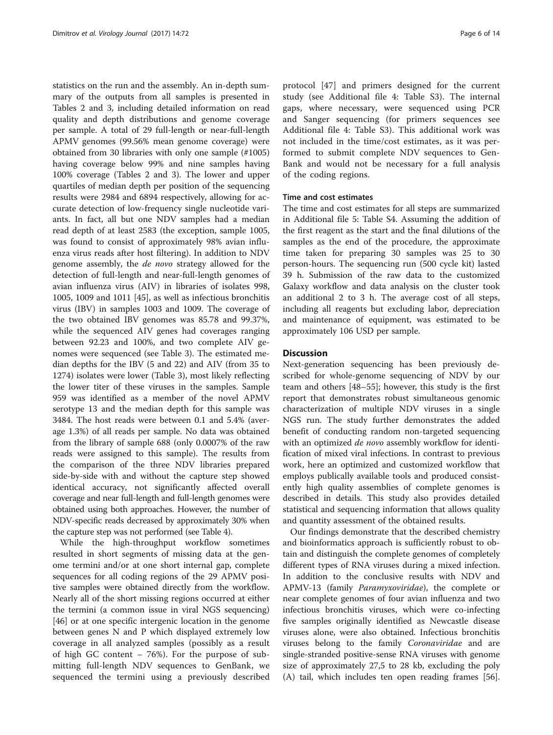statistics on the run and the assembly. An in-depth summary of the outputs from all samples is presented in Tables 2 and 3, including detailed information on read quality and depth distributions and genome coverage per sample. A total of 29 full-length or near-full-length APMV genomes (99.56% mean genome coverage) were obtained from 30 libraries with only one sample (#1005) having coverage below 99% and nine samples having 100% coverage (Tables 2 and 3). The lower and upper quartiles of median depth per position of the sequencing results were 2984 and 6894 respectively, allowing for accurate detection of low-frequency single nucleotide variants. In fact, all but one NDV samples had a median read depth of at least 2583 (the exception, sample 1005, was found to consist of approximately 98% avian influenza virus reads after host filtering). In addition to NDV genome assembly, the *de novo* strategy allowed for the detection of full-length and near-full-length genomes of avian influenza virus (AIV) in libraries of isolates 998, 1005, 1009 and 1011 [45], as well as infectious bronchitis virus (IBV) in samples 1003 and 1009. The coverage of the two obtained IBV genomes was 85.78 and 99.37%, while the sequenced AIV genes had coverages ranging between 92.23 and 100%, and two complete AIV genomes were sequenced (see Table 3). The estimated median depths for the IBV (5 and 22) and AIV (from 35 to 1274) isolates were lower (Table 3), most likely reflecting the lower titer of these viruses in the samples. Sample 959 was identified as a member of the novel APMV serotype 13 and the median depth for this sample was 3484. The host reads were between 0.1 and 5.4% (average 1.3%) of all reads per sample. No data was obtained from the library of sample 688 (only 0.0007% of the raw reads were assigned to this sample). The results from the comparison of the three NDV libraries prepared side-by-side with and without the capture step showed identical accuracy, not significantly affected overall coverage and near full-length and full-length genomes were obtained using both approaches. However, the number of NDV-specific reads decreased by approximately 30% when the capture step was not performed (see Table 4).

While the high-throughput workflow sometimes resulted in short segments of missing data at the genome termini and/or at one short internal gap, complete sequences for all coding regions of the 29 APMV positive samples were obtained directly from the workflow. Nearly all of the short missing regions occurred at either the termini (a common issue in viral NGS sequencing) [46] or at one specific intergenic location in the genome between genes N and P which displayed extremely low coverage in all analyzed samples (possibly as a result of high GC content – 76%). For the purpose of submitting full-length NDV sequences to GenBank, we sequenced the termini using a previously described protocol [47] and primers designed for the current study (see Additional file 4: Table S3). The internal gaps, where necessary, were sequenced using PCR and Sanger sequencing (for primers sequences see Additional file 4: Table S3). This additional work was not included in the time/cost estimates, as it was performed to submit complete NDV sequences to GenBank and would not be necessary for a full analysis of the coding regions.

### Time and cost estimates

The time and cost estimates for all steps are summarized in Additional file 5: Table S4. Assuming the addition of the first reagent as the start and the final dilutions of the samples as the end of the procedure, the approximate time taken for preparing 30 samples was 25 to 30 person-hours. The sequencing run (500 cycle kit) lasted 39 h. Submission of the raw data to the customized Galaxy workflow and data analysis on the cluster took an additional 2 to 3 h. The average cost of all steps, including all reagents but excluding labor, depreciation and maintenance of equipment, was estimated to be approximately 106 USD per sample.

## Discussion

Next-generation sequencing has been previously described for whole-genome sequencing of NDV by our team and others [48–55]; however, this study is the first report that demonstrates robust simultaneous genomic characterization of multiple NDV viruses in a single NGS run. The study further demonstrates the added benefit of conducting random non-targeted sequencing with an optimized *de novo* assembly workflow for identification of mixed viral infections. In contrast to previous work, here an optimized and customized workflow that employs publically available tools and produced consistently high quality assemblies of complete genomes is described in details. This study also provides detailed statistical and sequencing information that allows quality and quantity assessment of the obtained results.

Our findings demonstrate that the described chemistry and bioinformatics approach is sufficiently robust to obtain and distinguish the complete genomes of completely different types of RNA viruses during a mixed infection. In addition to the conclusive results with NDV and APMV-13 (family *Paramyxoviridae*), the complete or near complete genomes of four avian influenza and two infectious bronchitis viruses, which were co-infecting five samples originally identified as Newcastle disease viruses alone, were also obtained. Infectious bronchitis viruses belong to the family *Coronaviridae* and are single-stranded positive-sense RNA viruses with genome size of approximately 27,5 to 28 kb, excluding the poly (A) tail, which includes ten open reading frames [56].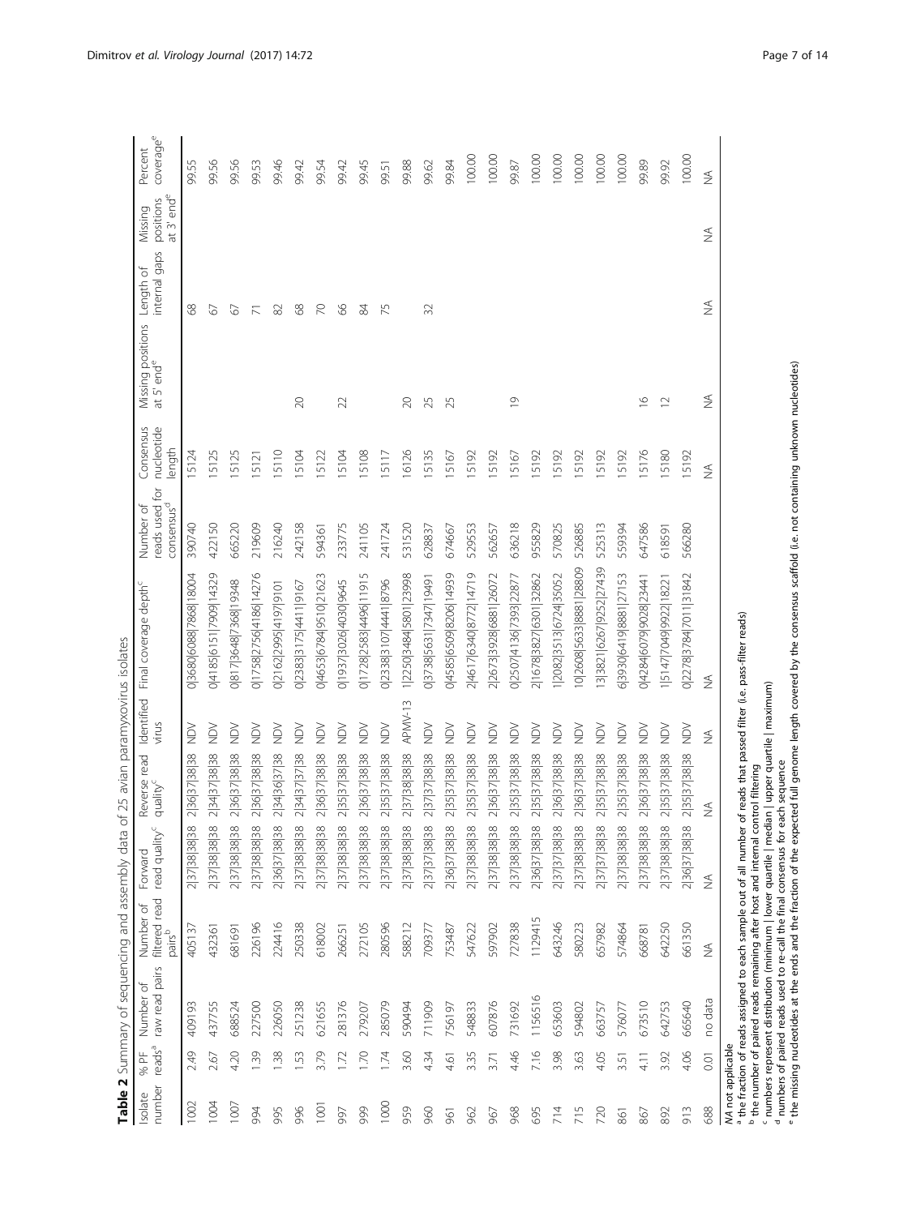**Table 2** Summary of sequencing and assembly data of 25 avian paramyxovirus isolates

| Isolate number | % PF reads[a] | Number of raw read pairs | Number of filtered read pairs[b] | Forward read quality[c] | Reverse read quality[c] | Identified virus | Final coverage depth[c] | Number of reads used for consensus[d] | Consensus nucleotide length | Missing positions at 5' end[e] | Length of internal gaps | Missing positions at 3' end[e] | Percent coverage[e] |
|---|---|---|---|---|---|---|---|---|---|---|---|---|---|
| 1002 | 2.49 | 409193 | 405137 | 2\|37\|38\|38\|38 | 2\|36\|37\|38\|38 | NDV | 0\|3680\|6088\|7868\|18004 | 390740 | 15124 | | 68 | | 99.55 |
| 1004 | 2.67 | 437755 | 432361 | 2\|37\|38\|38\|38 | 2\|34\|37\|38\|38 | NDV | 0\|4185\|6151\|7909\|14329 | 422150 | 15125 | | 67 | | 99.56 |
| 1007 | 4.20 | 688524 | 681691 | 2\|37\|38\|38\|38 | 2\|36\|37\|38\|38 | NDV | 0\|817\|3648\|7368\|19348 | 665220 | 15125 | | 67 | | 99.56 |
| 994 | 1.39 | 227500 | 226196 | 2\|37\|38\|38\|38 | 2\|36\|37\|38\|38 | NDV | 0\|1758\|2756\|4186\|14276 | 219609 | 15121 | | 71 | | 99.53 |
| 995 | 1.38 | 226050 | 224416 | 2\|36\|37\|38\|38 | 2\|34\|36\|37\|38 | NDV | 0\|2162\|2995\|4197\|9101 | 216240 | 15110 | | 82 | | 99.46 |
| 996 | 1.53 | 251238 | 250338 | 2\|37\|38\|38\|38 | 2\|34\|37\|37\|38 | NDV | 0\|2383\|3175\|4411\|9167 | 242158 | 15104 | 20 | 68 | | 99.42 |
| 1001 | 3.79 | 621655 | 618002 | 2\|37\|38\|38\|38 | 2\|36\|37\|38\|38 | NDV | 0\|4653\|6784\|9510\|21623 | 594361 | 15122 | | 70 | | 99.54 |
| 997 | 1.72 | 281376 | 266251 | 2\|37\|38\|38\|38 | 2\|35\|37\|38\|38 | NDV | 0\|1937\|3026\|4030\|9645 | 233775 | 15104 | 22 | 66 | | 99.42 |
| 999 | 1.70 | 279207 | 272105 | 2\|37\|38\|38\|38 | 2\|36\|37\|38\|38 | NDV | 0\|1728\|2583\|4496\|11915 | 241105 | 15108 | | 84 | | 99.45 |
| 1000 | 1.74 | 285079 | 280596 | 2\|37\|38\|38\|38 | 2\|35\|37\|38\|38 | NDV | 0\|2338\|3107\|4441\|8796 | 241724 | 15117 | | 75 | | 99.51 |
| 959 | 3.60 | 590494 | 588212 | 2\|37\|38\|38\|38 | 2\|37\|38\|38\|38 | APMV-13 | 1\|2250\|3484\|5801\|23998 | 531520 | 16126 | 20 | | | 99.88 |
| 960 | 4.34 | 711909 | 709377 | 2\|37\|37\|38\|38 | 2\|37\|37\|38\|38 | NDV | 0\|3738\|5631\|7347\|19491 | 628837 | 15135 | 25 | 32 | | 99.62 |
| 961 | 4.61 | 756197 | 753487 | 2\|36\|37\|38\|38 | 2\|35\|37\|38\|38 | NDV | 0\|4585\|6509\|8206\|14939 | 674667 | 15167 | 25 | | | 99.84 |
| 962 | 3.35 | 548833 | 547622 | 2\|37\|38\|38\|38 | 2\|35\|37\|38\|38 | NDV | 2\|4617\|6340\|8772\|14719 | 529553 | 15192 | | | | 100.00 |
| 967 | 3.71 | 607876 | 597902 | 2\|37\|38\|38\|38 | 2\|36\|37\|38\|38 | NDV | 2\|2673\|3928\|6881\|26072 | 562657 | 15192 | | | | 100.00 |
| 968 | 4.46 | 731692 | 727838 | 2\|37\|37\|38\|38 | 2\|35\|37\|38\|38 | NDV | 0\|2507\|4136\|7393\|22877 | 636218 | 15167 | 19 | | | 99.87 |
| 695 | 7.16 | 1156516 | 1129415 | 2\|36\|37\|38\|38 | 2\|35\|37\|38\|38 | NDV | 2\|1678\|3827\|6301\|32862 | 955829 | 15192 | | | | 100.00 |
| 714 | 3.98 | 653603 | 643246 | 2\|37\|37\|38\|38 | 2\|36\|37\|38\|38 | NDV | 1\|2082\|3513\|6724\|35052 | 570825 | 15192 | | | | 100.00 |
| 715 | 3.63 | 594802 | 580223 | 2\|37\|38\|38\|38 | 2\|36\|37\|38\|38 | NDV | 10\|2608\|5633\|8881\|28809 | 526885 | 15192 | | | | 100.00 |
| 720 | 4.05 | 663757 | 657982 | 2\|37\|37\|38\|38 | 2\|35\|37\|38\|38 | NDV | 13\|3821\|6267\|9252\|27439 | 525313 | 15192 | | | | 100.00 |
| 861 | 3.51 | 576077 | 574864 | 2\|37\|38\|38\|38 | 2\|35\|37\|38\|38 | NDV | 6\|3930\|6419\|8881\|27153 | 559394 | 15192 | | | | 100.00 |
| 867 | 4.11 | 673510 | 668781 | 2\|37\|38\|38\|38 | 2\|36\|37\|38\|38 | NDV | 0\|4284\|6079\|9028\|23441 | 647586 | 15176 | 16 | | | 99.89 |
| 892 | 3.92 | 642753 | 642250 | 2\|36\|37\|38\|38 | 2\|35\|37\|38\|38 | NDV | 1\|5147\|7049\|9922\|18221 | 618591 | 15180 | 12 | | | 99.92 |
| 913 | 4.06 | 665640 | 661350 | 2\|36\|37\|38\|38 | 2\|35\|37\|38\|38 | NDV | 0\|2278\|3784\|7011\|31842 | 566280 | 15192 | | | | 100.00 |
| 688 | 0.01 | no data | NA | NA | NA | NA | NA | | NA | NA | NA | NA | NA |

*NA* not applicable

[a] the fraction of reads assigned to each sample out of all number of reads that passed filter (i.e. pass-filter reads)

[b] the number of paired reads remaining after host and internal control filtering

[c] numbers represent distribution (minimum | lower quartile | median | upper quartile | maximum)

[d] numbers of paired reads used to re-call the final consensus for each sequence

[e] the missing nucleotides at the ends and the fraction of the expected full genome length covered by the consensus scaffold (i.e. not containing unknown nucleotides)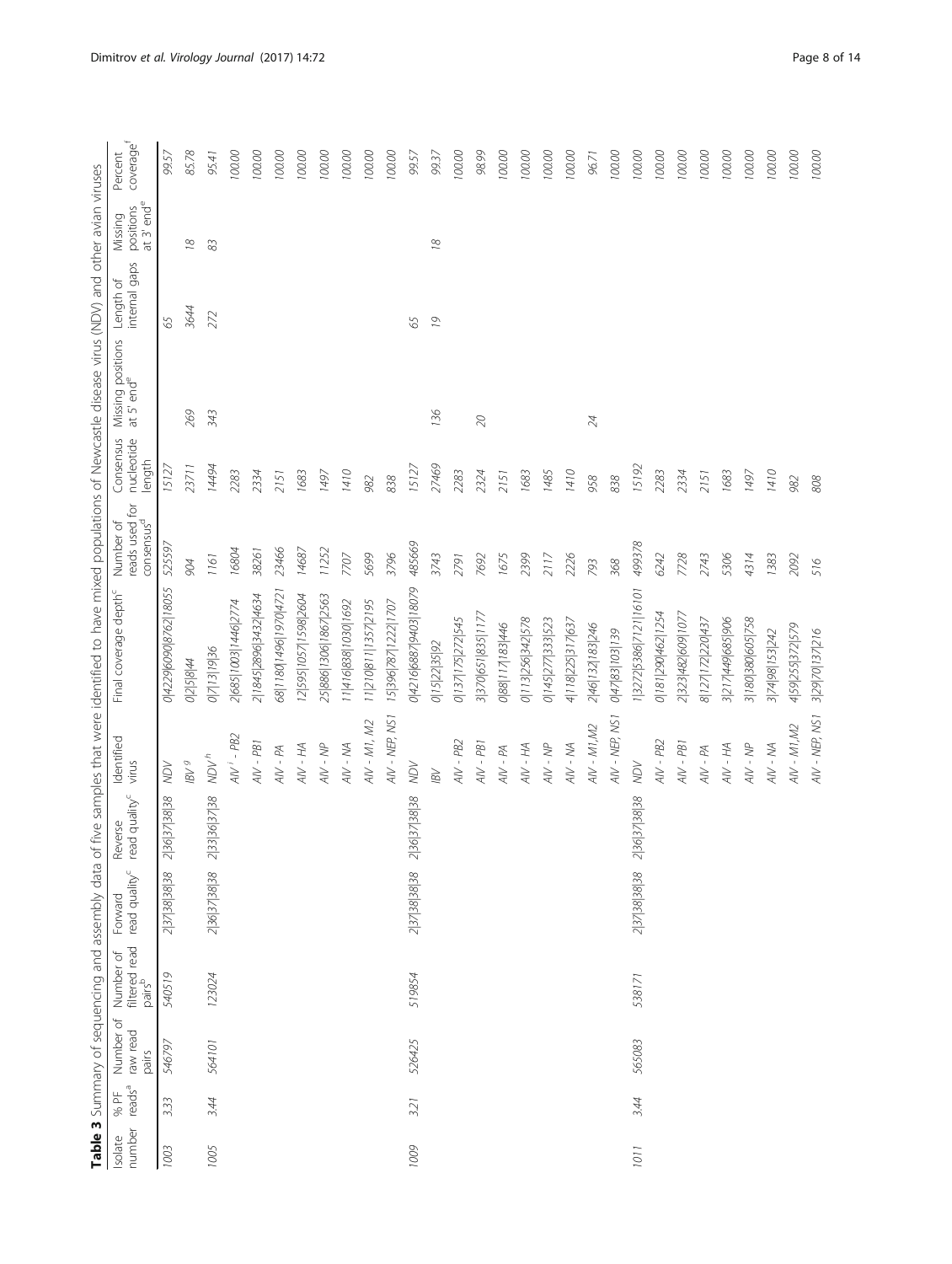**Table 3** Summary of sequencing and assembly data of five samples that were identified to have mixed populations of Newcastle disease virus (NDV) and other avian viruses

| Isolate number | % PF reads[a] | Number of raw read pairs | Number of filtered read pairs[b] | Forward read quality[c] | Reverse read quality[c] | Identified virus | Final coverage depth[c] | Number of reads used for consensus[d] | Consensus nucleotide length | Missing positions at 5' end[e] | Length of internal gaps | Missing positions at 3' end[e] | Percent coverage[f] |
|---|---|---|---|---|---|---|---|---|---|---|---|---|---|
| 1003 | 3.33 | 546797 | 540519 | 2\|37\|38\|38\|38 | 2\|36\|37\|38\|38 | NDV | 0\|4229\|6090\|8762\|18055 | 525597 | 15127 | | 65 | | 99.57 |
| | | | | | | IBV[g] | 0\|2\|5\|8\|44 | 904 | 23711 | 269 | 3644 | 18 | 85.78 |
| 1005 | 3.44 | 564101 | 123024 | 2\|36\|37\|38\|38 | 2\|33\|36\|37\|38 | NDV[h] | 0\|7\|13\|19\|36 | 1161 | 14494 | 343 | 272 | 83 | 95.41 |
| | | | | | | AIV[i] - PB2 | 2\|685\|1003\|1446\|2774 | 16804 | 2283 | | | | 100.00 |
| | | | | | | AIV - PB1 | 2\|1845\|2896\|3432\|4634 | 38261 | 2334 | | | | 100.00 |
| | | | | | | AIV - PA | 68\|1180\|1496\|1970\|4721 | 23466 | 2151 | | | | 100.00 |
| | | | | | | AIV - HA | 12\|595\|1057\|1598\|2604 | 14687 | 1683 | | | | 100.00 |
| | | | | | | AIV - NP | 25\|886\|1306\|1867\|2563 | 11252 | 1497 | | | | 100.00 |
| | | | | | | AIV - NA | 11\|416\|838\|1030\|1692 | 7707 | 1410 | | | | 100.00 |
| | | | | | | AIV - M1, M2 | 11\|210\|811\|1357\|2195 | 5699 | 982 | | | | 100.00 |
| | | | | | | AIV - NEP, NS1 | 15\|396\|787\|1222\|1707 | 3796 | 838 | | | | 100.00 |
| 1009 | 3.21 | 526425 | 519854 | 2\|37\|38\|38\|38 | 2\|36\|37\|38\|38 | NDV | 0\|4216\|6887\|9403\|18079 | 485669 | 15127 | | 65 | | 99.57 |
| | | | | | | IBV | 0\|15\|22\|35\|92 | 3743 | 27469 | 136 | 19 | 18 | 99.37 |
| | | | | | | AIV - PB2 | 0\|137\|175\|272\|545 | 2791 | 2283 | | | | 100.00 |
| | | | | | | AIV - PB1 | 3\|370\|651\|835\|1177 | 7692 | 2324 | 20 | | | 98.99 |
| | | | | | | AIV - PA | 0\|88\|117\|183\|446 | 1675 | 2151 | | | | 100.00 |
| | | | | | | AIV - HA | 0\|113\|256\|342\|578 | 2399 | 1683 | | | | 100.00 |
| | | | | | | AIV - NP | 0\|145\|277\|333\|523 | 2117 | 1485 | | | | 100.00 |
| | | | | | | AIV - NA | 4\|118\|225\|317\|637 | 2226 | 1410 | | | | 100.00 |
| | | | | | | AIV - M1,M2 | 2\|46\|132\|183\|246 | 793 | 958 | 24 | | | 96.71 |
| | | | | | | AIV - NEP, NS1 | 0\|47\|83\|103\|139 | 368 | 838 | | | | 100.00 |
| 1011 | 3.44 | 565083 | 538171 | 2\|37\|38\|38\|38 | 2\|36\|37\|38\|38 | NDV | 1\|3272\|5386\|7121\|16101 | 499378 | 15192 | | | | 100.00 |
| | | | | | | AIV - PB2 | 0\|181\|290\|462\|1254 | 6242 | 2283 | | | | 100.00 |
| | | | | | | AIV - PB1 | 2\|323\|482\|609\|1077 | 7728 | 2334 | | | | 100.00 |
| | | | | | | AIV - PA | 8\|127\|172\|220\|437 | 2743 | 2151 | | | | 100.00 |
| | | | | | | AIV - HA | 3\|217\|449\|685\|906 | 5306 | 1683 | | | | 100.00 |
| | | | | | | AIV - NP | 3\|180\|380\|605\|758 | 4314 | 1497 | | | | 100.00 |
| | | | | | | AIV - NA | 3\|74\|98\|153\|242 | 1383 | 1410 | | | | 100.00 |
| | | | | | | AIV - M1,M2 | 4\|59\|255\|372\|579 | 2092 | 982 | | | | 100.00 |
| | | | | | | AIV - NEP, NS1 | 3\|29\|70\|137\|216 | 516 | 808 | | | | 100.00 |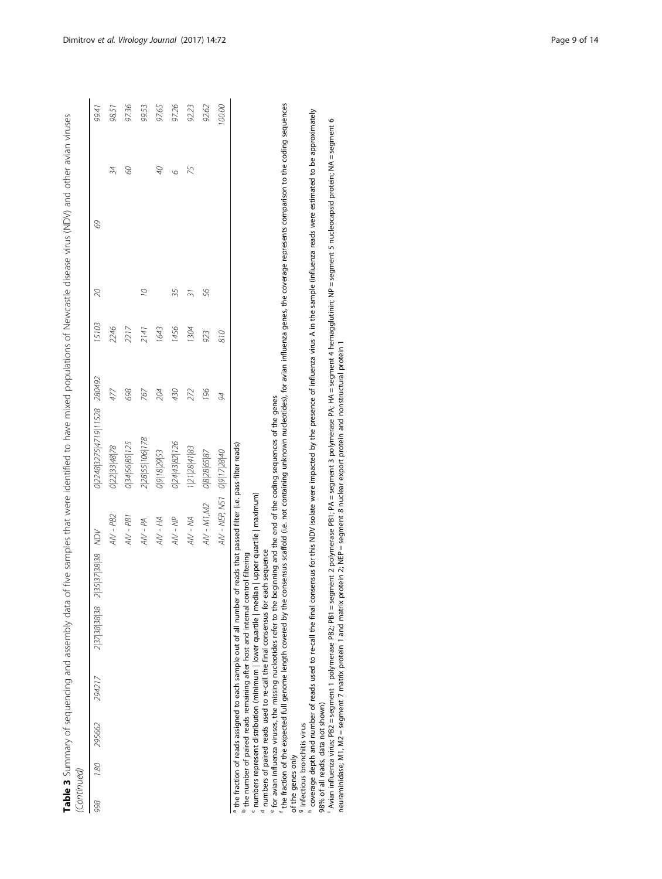**Table 3** Summary of sequencing and assembly data of five samples that were identified to have mixed populations of Newcastle disease virus (NDV) and other avian viruses *(Continued)*

| | | | | | | | | | | | | | |
|---|---|---|---|---|---|---|---|---|---|---|---|---|---|
| 998 | 1.80 | 295662 | 294217 | 2\|37\|38\|38\|38 | 2\|35\|37\|38\|38 | NDV | 0\|2248\|3275\|4719\|11528 | 280492 | 15103 | 20 | 69 | | 99.41 |
| | | | | | | AIV - PB2 | 0\|22\|33\|48\|78 | 477 | 2246 | | | 34 | 98.51 |
| | | | | | | AIV - PB1 | 0\|34\|56\|85\|125 | 698 | 2217 | | | 60 | 97.36 |
| | | | | | | AIV - PA | 2\|28\|55\|106\|178 | 767 | 2141 | 10 | | | 99.53 |
| | | | | | | AIV - HA | 0\|9\|18\|29\|53 | 204 | 1643 | | | 40 | 97.65 |
| | | | | | | AIV - NP | 0\|24\|43\|82\|126 | 430 | 1456 | 35 | | 6 | 97.26 |
| | | | | | | AIV - NA | 1\|21\|28\|41\|83 | 272 | 1304 | 31 | | 75 | 92.23 |
| | | | | | | AIV - M1,M2 | 0\|8\|28\|65\|87 | 196 | 923 | 56 | | | 92.62 |
| | | | | | | AIV - NEP, NS1 | 0\|9\|17\|28\|40 | 94 | 810 | | | | 100.00 |

[a] the fraction of reads assigned to each sample out of all number of reads that passed filter (i.e. pass-filter reads)
[b] the number of paired reads remaining after host and internal control filtering
[c] numbers represent distribution (minimum | lower quartile | median | upper quartile | maximum)
[d] numbers of paired reads used to re-call the final consensus for each sequence
[e] for avian influenza viruses, the missing nucleotides refer to the beginning and the end of the coding sequences of the genes
[f] the fraction of the expected full genome length covered by the consensus scaffold (i.e. not containing unknown nucleotides), for avian influenza genes, the coverage represents comparison to the coding sequences of the genes only
[g] Infectious bronchitis virus
[h] coverage depth and number of reads used to re-call the final consensus for this NDV isolate were impacted by the presence of influenza virus A in the sample (influenza reads were estimated to be approximately 98% of all reads, data not shown)
[i] Avian influenza virus; PB2 = segment 1 polymerase PB2; PB1 = segment 2 polymerase PB1; PA = segment 3 polymerase PA; HA = segment 4 hemagglutinin; NP = segment 5 nucleocapsid protein; NA = segment 6 neuraminidase; M1, M2 = segment 7 matrix protein 1 and matrix protein 2; NEP = segment 8 nuclear export protein and nonstructural protein 1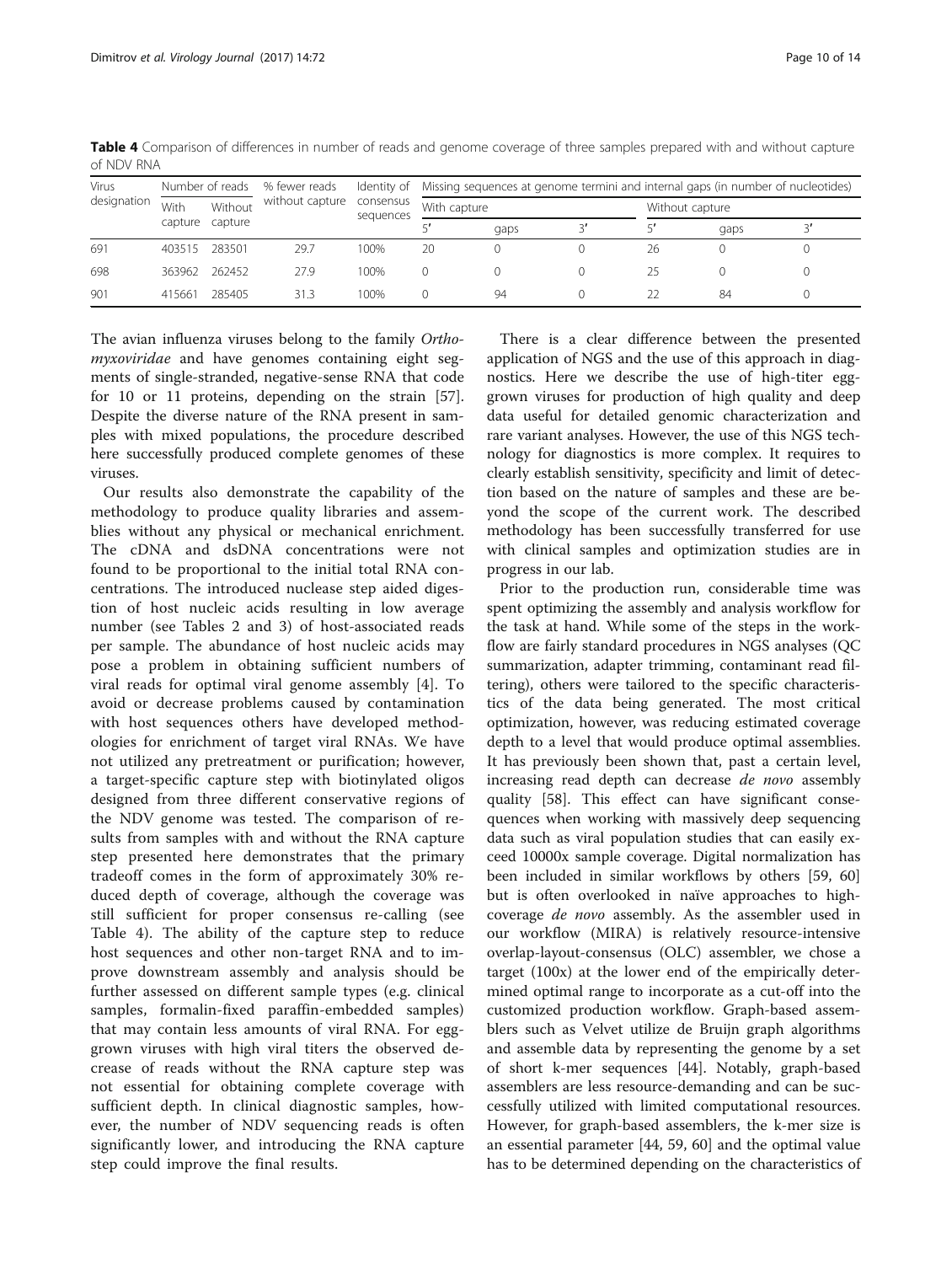**Table 4** Comparison of differences in number of reads and genome coverage of three samples prepared with and without capture of NDV RNA

| Virus designation | Number of reads | | % fewer reads without capture | Identity of consensus sequences | Missing sequences at genome termini and internal gaps (in number of nucleotides) | | | | | |
|---|---|---|---|---|---|---|---|---|---|---|
| | With capture | Without capture | | | With capture | | | Without capture | | |
| | | | | | 5′ | gaps | 3′ | 5′ | gaps | 3′ |
| 691 | 403515 | 283501 | 29.7 | 100% | 20 | 0 | 0 | 26 | 0 | 0 |
| 698 | 363962 | 262452 | 27.9 | 100% | 0 | 0 | 0 | 25 | 0 | 0 |
| 901 | 415661 | 285405 | 31.3 | 100% | 0 | 94 | 0 | 22 | 84 | 0 |

The avian influenza viruses belong to the family *Orthomyxoviridae* and have genomes containing eight segments of single-stranded, negative-sense RNA that code for 10 or 11 proteins, depending on the strain [57]. Despite the diverse nature of the RNA present in samples with mixed populations, the procedure described here successfully produced complete genomes of these viruses.

Our results also demonstrate the capability of the methodology to produce quality libraries and assemblies without any physical or mechanical enrichment. The cDNA and dsDNA concentrations were not found to be proportional to the initial total RNA concentrations. The introduced nuclease step aided digestion of host nucleic acids resulting in low average number (see Tables 2 and 3) of host-associated reads per sample. The abundance of host nucleic acids may pose a problem in obtaining sufficient numbers of viral reads for optimal viral genome assembly [4]. To avoid or decrease problems caused by contamination with host sequences others have developed methodologies for enrichment of target viral RNAs. We have not utilized any pretreatment or purification; however, a target-specific capture step with biotinylated oligos designed from three different conservative regions of the NDV genome was tested. The comparison of results from samples with and without the RNA capture step presented here demonstrates that the primary tradeoff comes in the form of approximately 30% reduced depth of coverage, although the coverage was still sufficient for proper consensus re-calling (see Table 4). The ability of the capture step to reduce host sequences and other non-target RNA and to improve downstream assembly and analysis should be further assessed on different sample types (e.g. clinical samples, formalin-fixed paraffin-embedded samples) that may contain less amounts of viral RNA. For egg-grown viruses with high viral titers the observed decrease of reads without the RNA capture step was not essential for obtaining complete coverage with sufficient depth. In clinical diagnostic samples, however, the number of NDV sequencing reads is often significantly lower, and introducing the RNA capture step could improve the final results.

There is a clear difference between the presented application of NGS and the use of this approach in diagnostics. Here we describe the use of high-titer egg-grown viruses for production of high quality and deep data useful for detailed genomic characterization and rare variant analyses. However, the use of this NGS technology for diagnostics is more complex. It requires to clearly establish sensitivity, specificity and limit of detection based on the nature of samples and these are beyond the scope of the current work. The described methodology has been successfully transferred for use with clinical samples and optimization studies are in progress in our lab.

Prior to the production run, considerable time was spent optimizing the assembly and analysis workflow for the task at hand. While some of the steps in the workflow are fairly standard procedures in NGS analyses (QC summarization, adapter trimming, contaminant read filtering), others were tailored to the specific characteristics of the data being generated. The most critical optimization, however, was reducing estimated coverage depth to a level that would produce optimal assemblies. It has previously been shown that, past a certain level, increasing read depth can decrease *de novo* assembly quality [58]. This effect can have significant consequences when working with massively deep sequencing data such as viral population studies that can easily exceed 10000x sample coverage. Digital normalization has been included in similar workflows by others [59, 60] but is often overlooked in naïve approaches to high-coverage *de novo* assembly. As the assembler used in our workflow (MIRA) is relatively resource-intensive overlap-layout-consensus (OLC) assembler, we chose a target (100x) at the lower end of the empirically determined optimal range to incorporate as a cut-off into the customized production workflow. Graph-based assemblers such as Velvet utilize de Bruijn graph algorithms and assemble data by representing the genome by a set of short k-mer sequences [44]. Notably, graph-based assemblers are less resource-demanding and can be successfully utilized with limited computational resources. However, for graph-based assemblers, the k-mer size is an essential parameter [44, 59, 60] and the optimal value has to be determined depending on the characteristics of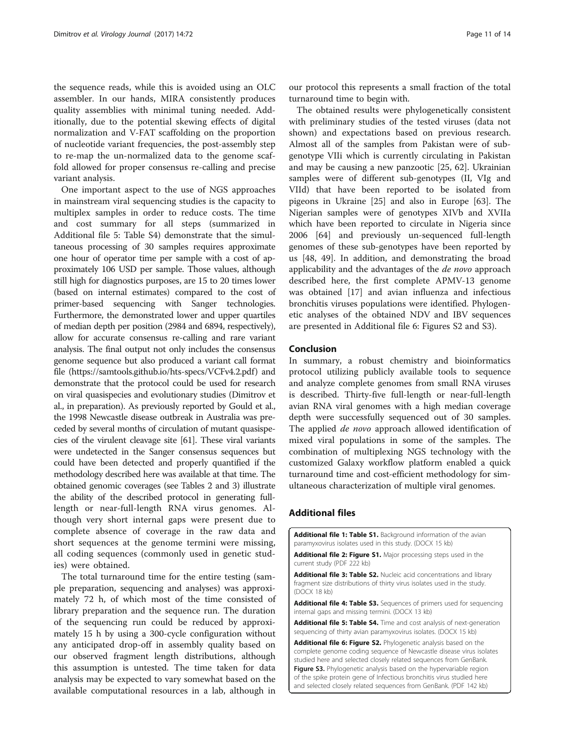the sequence reads, while this is avoided using an OLC assembler. In our hands, MIRA consistently produces quality assemblies with minimal tuning needed. Additionally, due to the potential skewing effects of digital normalization and V-FAT scaffolding on the proportion of nucleotide variant frequencies, the post-assembly step to re-map the un-normalized data to the genome scaffold allowed for proper consensus re-calling and precise variant analysis.

One important aspect to the use of NGS approaches in mainstream viral sequencing studies is the capacity to multiplex samples in order to reduce costs. The time and cost summary for all steps (summarized in Additional file 5: Table S4) demonstrate that the simultaneous processing of 30 samples requires approximate one hour of operator time per sample with a cost of approximately 106 USD per sample. Those values, although still high for diagnostics purposes, are 15 to 20 times lower (based on internal estimates) compared to the cost of primer-based sequencing with Sanger technologies. Furthermore, the demonstrated lower and upper quartiles of median depth per position (2984 and 6894, respectively), allow for accurate consensus re-calling and rare variant analysis. The final output not only includes the consensus genome sequence but also produced a variant call format file (https://samtools.github.io/hts-specs/VCFv4.2.pdf) and demonstrate that the protocol could be used for research on viral quasispecies and evolutionary studies (Dimitrov et al., in preparation). As previously reported by Gould et al., the 1998 Newcastle disease outbreak in Australia was preceded by several months of circulation of mutant quasispecies of the virulent cleavage site [61]. These viral variants were undetected in the Sanger consensus sequences but could have been detected and properly quantified if the methodology described here was available at that time. The obtained genomic coverages (see Tables 2 and 3) illustrate the ability of the described protocol in generating full-length or near-full-length RNA virus genomes. Although very short internal gaps were present due to complete absence of coverage in the raw data and short sequences at the genome termini were missing, all coding sequences (commonly used in genetic studies) were obtained.

The total turnaround time for the entire testing (sample preparation, sequencing and analyses) was approximately 72 h, of which most of the time consisted of library preparation and the sequence run. The duration of the sequencing run could be reduced by approximately 15 h by using a 300-cycle configuration without any anticipated drop-off in assembly quality based on our observed fragment length distributions, although this assumption is untested. The time taken for data analysis may be expected to vary somewhat based on the available computational resources in a lab, although in our protocol this represents a small fraction of the total turnaround time to begin with.

The obtained results were phylogenetically consistent with preliminary studies of the tested viruses (data not shown) and expectations based on previous research. Almost all of the samples from Pakistan were of sub-genotype VIIi which is currently circulating in Pakistan and may be causing a new panzootic [25, 62]. Ukrainian samples were of different sub-genotypes (II, VIg and VIId) that have been reported to be isolated from pigeons in Ukraine [25] and also in Europe [63]. The Nigerian samples were of genotypes XIVb and XVIIa which have been reported to circulate in Nigeria since 2006 [64] and previously un-sequenced full-length genomes of these sub-genotypes have been reported by us [48, 49]. In addition, and demonstrating the broad applicability and the advantages of the *de novo* approach described here, the first complete APMV-13 genome was obtained [17] and avian influenza and infectious bronchitis viruses populations were identified. Phylogenetic analyses of the obtained NDV and IBV sequences are presented in Additional file 6: Figures S2 and S3).

## Conclusion

In summary, a robust chemistry and bioinformatics protocol utilizing publicly available tools to sequence and analyze complete genomes from small RNA viruses is described. Thirty-five full-length or near-full-length avian RNA viral genomes with a high median coverage depth were successfully sequenced out of 30 samples. The applied *de novo* approach allowed identification of mixed viral populations in some of the samples. The combination of multiplexing NGS technology with the customized Galaxy workflow platform enabled a quick turnaround time and cost-efficient methodology for simultaneous characterization of multiple viral genomes.

## Additional files

**Additional file 1: Table S1.** Background information of the avian paramyxovirus isolates used in this study. (DOCX 15 kb)

**Additional file 2: Figure S1.** Major processing steps used in the current study (PDF 222 kb)

**Additional file 3: Table S2.** Nucleic acid concentrations and library fragment size distributions of thirty virus isolates used in the study. (DOCX 18 kb)

**Additional file 4: Table S3.** Sequences of primers used for sequencing internal gaps and missing termini. (DOCX 13 kb)

**Additional file 5: Table S4.** Time and cost analysis of next-generation sequencing of thirty avian paramyxovirus isolates. (DOCX 15 kb)

**Additional file 6: Figure S2.** Phylogenetic analysis based on the complete genome coding sequence of Newcastle disease virus isolates studied here and selected closely related sequences from GenBank. **Figure S3.** Phylogenetic analysis based on the hypervariable region of the spike protein gene of Infectious bronchitis virus studied here and selected closely related sequences from GenBank. (PDF 142 kb)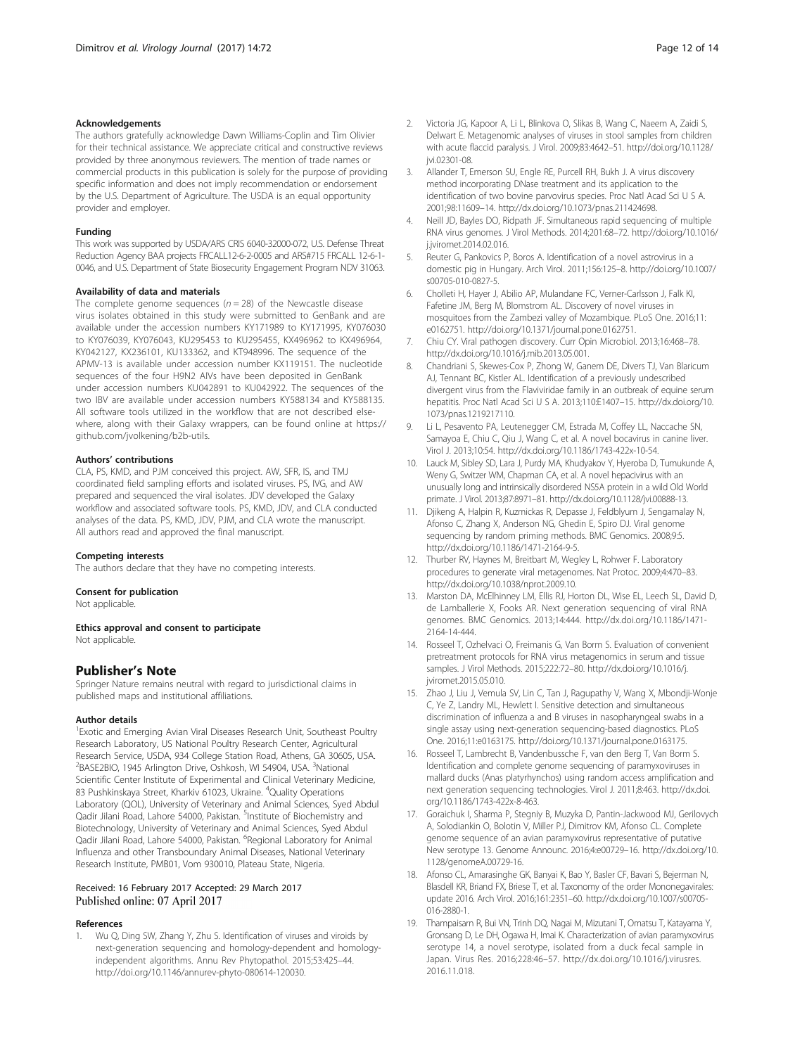#### Acknowledgements

The authors gratefully acknowledge Dawn Williams-Coplin and Tim Olivier for their technical assistance. We appreciate critical and constructive reviews provided by three anonymous reviewers. The mention of trade names or commercial products in this publication is solely for the purpose of providing specific information and does not imply recommendation or endorsement by the U.S. Department of Agriculture. The USDA is an equal opportunity provider and employer.

#### Funding

This work was supported by USDA/ARS CRIS 6040-32000-072, U.S. Defense Threat Reduction Agency BAA projects FRCALL12-6-2-0005 and ARS#715 FRCALL 12-6-1-0046, and U.S. Department of State Biosecurity Engagement Program NDV 31063.

#### Availability of data and materials

The complete genome sequences ($n = 28$) of the Newcastle disease virus isolates obtained in this study were submitted to GenBank and are available under the accession numbers KY171989 to KY171995, KY076030 to KY076039, KY076043, KU295453 to KU295455, KX496962 to KX496964, KY042127, KX236101, KU133362, and KT948996. The sequence of the APMV-13 is available under accession number KX119151. The nucleotide sequences of the four H9N2 AIVs have been deposited in GenBank under accession numbers KU042891 to KU042922. The sequences of the two IBV are available under accession numbers KY588134 and KY588135. All software tools utilized in the workflow that are not described elsewhere, along with their Galaxy wrappers, can be found online at https://github.com/jvolkening/b2b-utils.

#### Authors' contributions

CLA, PS, KMD, and PJM conceived this project. AW, SFR, IS, and TMJ coordinated field sampling efforts and isolated viruses. PS, IVG, and AW prepared and sequenced the viral isolates. JDV developed the Galaxy workflow and associated software tools. PS, KMD, JDV, and CLA conducted analyses of the data. PS, KMD, JDV, PJM, and CLA wrote the manuscript. All authors read and approved the final manuscript.

#### Competing interests

The authors declare that they have no competing interests.

#### Consent for publication

Not applicable.

#### Ethics approval and consent to participate

Not applicable.

## Publisher's Note

Springer Nature remains neutral with regard to jurisdictional claims in published maps and institutional affiliations.

#### Author details

[1]Exotic and Emerging Avian Viral Diseases Research Unit, Southeast Poultry Research Laboratory, US National Poultry Research Center, Agricultural Research Service, USDA, 934 College Station Road, Athens, GA 30605, USA. [2]BASE2BIO, 1945 Arlington Drive, Oshkosh, WI 54904, USA. [3]National Scientific Center Institute of Experimental and Clinical Veterinary Medicine, 83 Pushkinskaya Street, Kharkiv 61023, Ukraine. [4]Quality Operations Laboratory (QOL), University of Veterinary and Animal Sciences, Syed Abdul Qadir Jilani Road, Lahore 54000, Pakistan. [5]Institute of Biochemistry and Biotechnology, University of Veterinary and Animal Sciences, Syed Abdul Qadir Jilani Road, Lahore 54000, Pakistan. [6]Regional Laboratory for Animal Influenza and other Transboundary Animal Diseases, National Veterinary Research Institute, PMB01, Vom 930010, Plateau State, Nigeria.

Received: 16 February 2017 Accepted: 29 March 2017
Published online: 07 April 2017

#### References

1. Wu Q, Ding SW, Zhang Y, Zhu S. Identification of viruses and viroids by next-generation sequencing and homology-dependent and homology-independent algorithms. Annu Rev Phytopathol. 2015;53:425–44. http://doi.org/10.1146/annurev-phyto-080614-120030.
2. Victoria JG, Kapoor A, Li L, Blinkova O, Slikas B, Wang C, Naeem A, Zaidi S, Delwart E. Metagenomic analyses of viruses in stool samples from children with acute flaccid paralysis. J Virol. 2009;83:4642–51. http://doi.org/10.1128/jvi.02301-08.
3. Allander T, Emerson SU, Engle RE, Purcell RH, Bukh J. A virus discovery method incorporating DNase treatment and its application to the identification of two bovine parvovirus species. Proc Natl Acad Sci U S A. 2001;98:11609–14. http://dx.doi.org/10.1073/pnas.211424698.
4. Neill JD, Bayles DO, Ridpath JF. Simultaneous rapid sequencing of multiple RNA virus genomes. J Virol Methods. 2014;201:68–72. http://doi.org/10.1016/j.jviromet.2014.02.016.
5. Reuter G, Pankovics P, Boros A. Identification of a novel astrovirus in a domestic pig in Hungary. Arch Virol. 2011;156:125–8. http://doi.org/10.1007/s00705-010-0827-5.
6. Cholleti H, Hayer J, Abilio AP, Mulandane FC, Verner-Carlsson J, Falk KI, Fafetine JM, Berg M, Blomstrom AL. Discovery of novel viruses in mosquitoes from the Zambezi valley of Mozambique. PLoS One. 2016;11:e0162751. http://doi.org/10.1371/journal.pone.0162751.
7. Chiu CY. Viral pathogen discovery. Curr Opin Microbiol. 2013;16:468–78. http://dx.doi.org/10.1016/j.mib.2013.05.001.
8. Chandriani S, Skewes-Cox P, Zhong W, Ganem DE, Divers TJ, Van Blaricum AJ, Tennant BC, Kistler AL. Identification of a previously undescribed divergent virus from the Flaviviridae family in an outbreak of equine serum hepatitis. Proc Natl Acad Sci U S A. 2013;110:E1407–15. http://dx.doi.org/10.1073/pnas.1219217110.
9. Li L, Pesavento PA, Leutenegger CM, Estrada M, Coffey LL, Naccache SN, Samayoa E, Chiu C, Qiu J, Wang C, et al. A novel bocavirus in canine liver. Virol J. 2013;10:54. http://dx.doi.org/10.1186/1743-422x-10-54.
10. Lauck M, Sibley SD, Lara J, Purdy MA, Khudyakov Y, Hyeroba D, Tumukunde A, Weny G, Switzer WM, Chapman CA, et al. A novel hepacivirus with an unusually long and intrinsically disordered NS5A protein in a wild Old World primate. J Virol. 2013;87:8971–81. http://dx.doi.org/10.1128/jvi.00888-13.
11. Djikeng A, Halpin R, Kuzmickas R, Depasse J, Feldblyum J, Sengamalay N, Afonso C, Zhang X, Anderson NG, Ghedin E, Spiro DJ. Viral genome sequencing by random priming methods. BMC Genomics. 2008;9:5. http://dx.doi.org/10.1186/1471-2164-9-5.
12. Thurber RV, Haynes M, Breitbart M, Wegley L, Rohwer F. Laboratory procedures to generate viral metagenomes. Nat Protoc. 2009;4:470–83. http://dx.doi.org/10.1038/nprot.2009.10.
13. Marston DA, McElhinney LM, Ellis RJ, Horton DL, Wise EL, Leech SL, David D, de Lamballerie X, Fooks AR. Next generation sequencing of viral RNA genomes. BMC Genomics. 2013;14:444. http://dx.doi.org/10.1186/1471-2164-14-444.
14. Rosseel T, Ozhelvaci O, Freimanis G, Van Borm S. Evaluation of convenient pretreatment protocols for RNA virus metagenomics in serum and tissue samples. J Virol Methods. 2015;222:72–80. http://dx.doi.org/10.1016/j.jviromet.2015.05.010.
15. Zhao J, Liu J, Vemula SV, Lin C, Tan J, Ragupathy V, Wang X, Mbondji-Wonje C, Ye Z, Landry ML, Hewlett I. Sensitive detection and simultaneous discrimination of influenza a and B viruses in nasopharyngeal swabs in a single assay using next-generation sequencing-based diagnostics. PLoS One. 2016;11:e0163175. http://doi.org/10.1371/journal.pone.0163175.
16. Rosseel T, Lambrecht B, Vandenbussche F, van den Berg T, Van Borm S. Identification and complete genome sequencing of paramyxoviruses in mallard ducks (Anas platyrhynchos) using random access amplification and next generation sequencing technologies. Virol J. 2011;8:463. http://dx.doi.org/10.1186/1743-422x-8-463.
17. Goraichuk I, Sharma P, Stegniy B, Muzyka D, Pantin-Jackwood MJ, Gerilovych A, Solodiankin O, Bolotin V, Miller PJ, Dimitrov KM, Afonso CL. Complete genome sequence of an avian paramyxovirus representative of putative New serotype 13. Genome Announc. 2016;4:e00729–16. http://dx.doi.org/10.1128/genomeA.00729-16.
18. Afonso CL, Amarasinghe GK, Banyai K, Bao Y, Basler CF, Bavari S, Bejerman N, Blasdell KR, Briand FX, Briese T, et al. Taxonomy of the order Mononegavirales: update 2016. Arch Virol. 2016;161:2351–60. http://dx.doi.org/10.1007/s00705-016-2880-1.
19. Thampaisarn R, Bui VN, Trinh DQ, Nagai M, Mizutani T, Omatsu T, Katayama Y, Gronsang D, Le DH, Ogawa H, Imai K. Characterization of avian paramyxovirus serotype 14, a novel serotype, isolated from a duck fecal sample in Japan. Virus Res. 2016;228:46–57. http://dx.doi.org/10.1016/j.virusres.2016.11.018.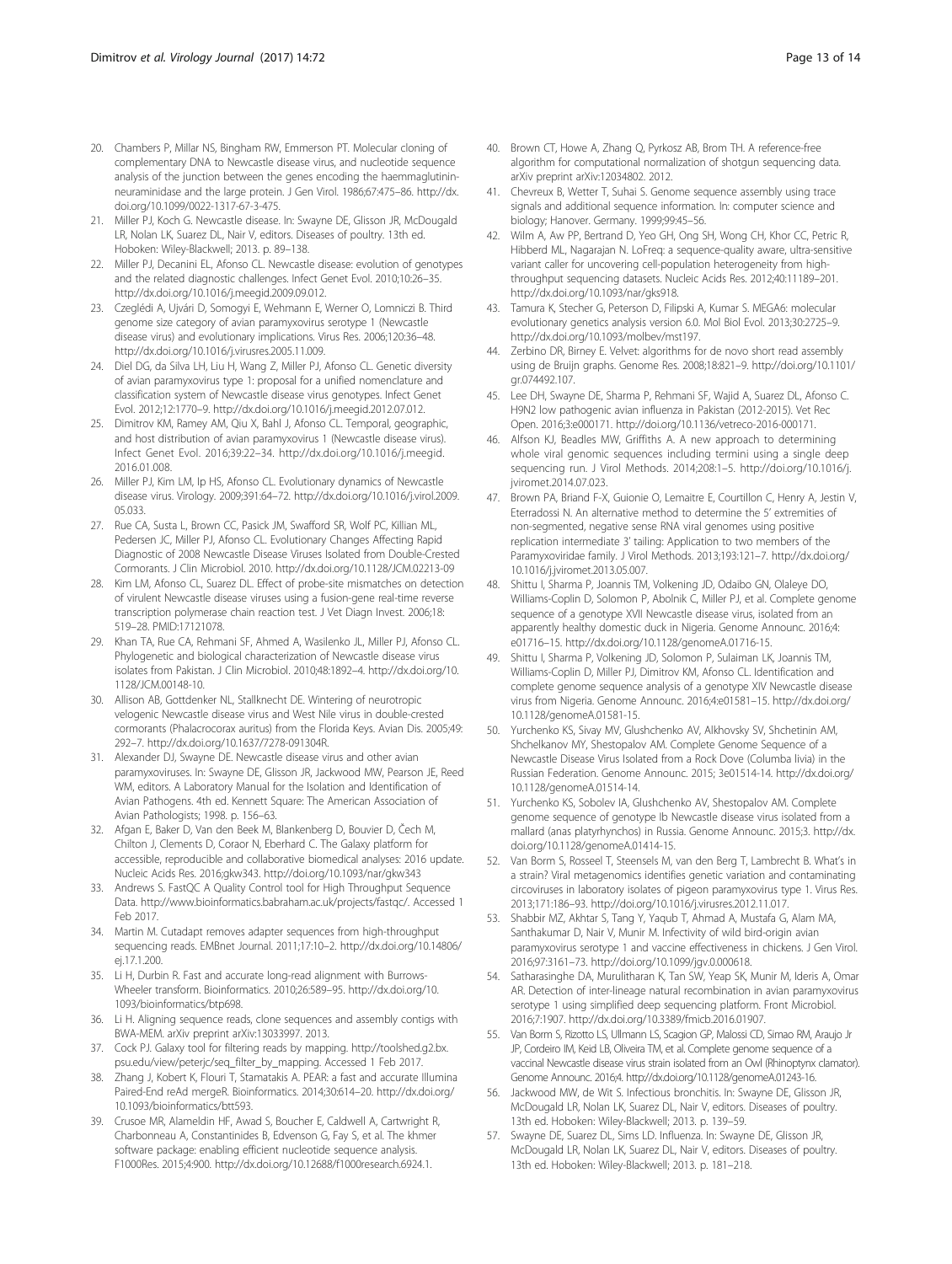20. Chambers P, Millar NS, Bingham RW, Emmerson PT. Molecular cloning of complementary DNA to Newcastle disease virus, and nucleotide sequence analysis of the junction between the genes encoding the haemmaglutinin-neuraminidase and the large protein. J Gen Virol. 1986;67:475–86. http://dx.doi.org/10.1099/0022-1317-67-3-475.
21. Miller PJ, Koch G. Newcastle disease. In: Swayne DE, Glisson JR, McDougald LR, Nolan LK, Suarez DL, Nair V, editors. Diseases of poultry. 13th ed. Hoboken: Wiley-Blackwell; 2013. p. 89–138.
22. Miller PJ, Decanini EL, Afonso CL. Newcastle disease: evolution of genotypes and the related diagnostic challenges. Infect Genet Evol. 2010;10:26–35. http://dx.doi.org/10.1016/j.meegid.2009.09.012.
23. Czeglédi A, Ujvári D, Somogyi E, Wehmann E, Werner O, Lomniczi B. Third genome size category of avian paramyxovirus serotype 1 (Newcastle disease virus) and evolutionary implications. Virus Res. 2006;120:36–48. http://dx.doi.org/10.1016/j.virusres.2005.11.009.
24. Diel DG, da Silva LH, Liu H, Wang Z, Miller PJ, Afonso CL. Genetic diversity of avian paramyxovirus type 1: proposal for a unified nomenclature and classification system of Newcastle disease virus genotypes. Infect Genet Evol. 2012;12:1770–9. http://dx.doi.org/10.1016/j.meegid.2012.07.012.
25. Dimitrov KM, Ramey AM, Qiu X, Bahl J, Afonso CL. Temporal, geographic, and host distribution of avian paramyxovirus 1 (Newcastle disease virus). Infect Genet Evol. 2016;39:22–34. http://dx.doi.org/10.1016/j.meegid.2016.01.008.
26. Miller PJ, Kim LM, Ip HS, Afonso CL. Evolutionary dynamics of Newcastle disease virus. Virology. 2009;391:64–72. http://dx.doi.org/10.1016/j.virol.2009.05.033.
27. Rue CA, Susta L, Brown CC, Pasick JM, Swafford SR, Wolf PC, Killian ML, Pedersen JC, Miller PJ, Afonso CL. Evolutionary Changes Affecting Rapid Diagnostic of 2008 Newcastle Disease Viruses Isolated from Double-Crested Cormorants. J Clin Microbiol. 2010. http://dx.doi.org/10.1128/JCM.02213-09
28. Kim LM, Afonso CL, Suarez DL. Effect of probe-site mismatches on detection of virulent Newcastle disease viruses using a fusion-gene real-time reverse transcription polymerase chain reaction test. J Vet Diagn Invest. 2006;18:519–28. PMID:17121078.
29. Khan TA, Rue CA, Rehmani SF, Ahmed A, Wasilenko JL, Miller PJ, Afonso CL. Phylogenetic and biological characterization of Newcastle disease virus isolates from Pakistan. J Clin Microbiol. 2010;48:1892–4. http://dx.doi.org/10.1128/JCM.00148-10.
30. Allison AB, Gottdenker NL, Stallknecht DE. Wintering of neurotropic velogenic Newcastle disease virus and West Nile virus in double-crested cormorants (Phalacrocorax auritus) from the Florida Keys. Avian Dis. 2005;49:292–7. http://dx.doi.org/10.1637/7278-091304R.
31. Alexander DJ, Swayne DE. Newcastle disease virus and other avian paramyxoviruses. In: Swayne DE, Glisson JR, Jackwood MW, Pearson JE, Reed WM, editors. A Laboratory Manual for the Isolation and Identification of Avian Pathogens. 4th ed. Kennett Square: The American Association of Avian Pathologists; 1998. p. 156–63.
32. Afgan E, Baker D, Van den Beek M, Blankenberg D, Bouvier D, Čech M, Chilton J, Clements D, Coraor N, Eberhard C. The Galaxy platform for accessible, reproducible and collaborative biomedical analyses: 2016 update. Nucleic Acids Res. 2016;gkw343. http://doi.org/10.1093/nar/gkw343
33. Andrews S. FastQC A Quality Control tool for High Throughput Sequence Data. http://www.bioinformatics.babraham.ac.uk/projects/fastqc/. Accessed 1 Feb 2017.
34. Martin M. Cutadapt removes adapter sequences from high-throughput sequencing reads. EMBnet Journal. 2011;17:10–2. http://dx.doi.org/10.14806/ej.17.1.200.
35. Li H, Durbin R. Fast and accurate long-read alignment with Burrows-Wheeler transform. Bioinformatics. 2010;26:589–95. http://dx.doi.org/10.1093/bioinformatics/btp698.
36. Li H. Aligning sequence reads, clone sequences and assembly contigs with BWA-MEM. arXiv preprint arXiv:13033997. 2013.
37. Cock PJ. Galaxy tool for filtering reads by mapping. http://toolshed.g2.bx.psu.edu/view/peterjc/seq_filter_by_mapping. Accessed 1 Feb 2017.
38. Zhang J, Kobert K, Flouri T, Stamatakis A. PEAR: a fast and accurate Illumina Paired-End reAd mergeR. Bioinformatics. 2014;30:614–20. http://dx.doi.org/10.1093/bioinformatics/btt593.
39. Crusoe MR, Alameldin HF, Awad S, Boucher E, Caldwell A, Cartwright R, Charbonneau A, Constantinides B, Edvenson G, Fay S, et al. The khmer software package: enabling efficient nucleotide sequence analysis. F1000Res. 2015;4:900. http://dx.doi.org/10.12688/f1000research.6924.1.
40. Brown CT, Howe A, Zhang Q, Pyrkosz AB, Brom TH. A reference-free algorithm for computational normalization of shotgun sequencing data. arXiv preprint arXiv:12034802. 2012.
41. Chevreux B, Wetter T, Suhai S. Genome sequence assembly using trace signals and additional sequence information. In: computer science and biology; Hanover. Germany. 1999;99:45–56.
42. Wilm A, Aw PP, Bertrand D, Yeo GH, Ong SH, Wong CH, Khor CC, Petric R, Hibberd ML, Nagarajan N. LoFreq: a sequence-quality aware, ultra-sensitive variant caller for uncovering cell-population heterogeneity from high-throughput sequencing datasets. Nucleic Acids Res. 2012;40:11189–201. http://dx.doi.org/10.1093/nar/gks918.
43. Tamura K, Stecher G, Peterson D, Filipski A, Kumar S. MEGA6: molecular evolutionary genetics analysis version 6.0. Mol Biol Evol. 2013;30:2725–9. http://dx.doi.org/10.1093/molbev/mst197.
44. Zerbino DR, Birney E. Velvet: algorithms for de novo short read assembly using de Bruijn graphs. Genome Res. 2008;18:821–9. http://doi.org/10.1101/gr.074492.107.
45. Lee DH, Swayne DE, Sharma P, Rehmani SF, Wajid A, Suarez DL, Afonso C. H9N2 low pathogenic avian influenza in Pakistan (2012-2015). Vet Rec Open. 2016;3:e000171. http://doi.org/10.1136/vetreco-2016-000171.
46. Alfson KJ, Beadles MW, Griffiths A. A new approach to determining whole viral genomic sequences including termini using a single deep sequencing run. J Virol Methods. 2014;208:1–5. http://doi.org/10.1016/j.jviromet.2014.07.023.
47. Brown PA, Briand F-X, Guionie O, Lemaitre E, Courtillon C, Henry A, Jestin V, Eterradossi N. An alternative method to determine the 5′ extremities of non-segmented, negative sense RNA viral genomes using positive replication intermediate 3′ tailing: Application to two members of the Paramyxoviridae family. J Virol Methods. 2013;193:121–7. http://dx.doi.org/10.1016/j.jviromet.2013.05.007.
48. Shittu I, Sharma P, Joannis TM, Volkening JD, Odaibo GN, Olaleye DO, Williams-Coplin D, Solomon P, Abolnik C, Miller PJ, et al. Complete genome sequence of a genotype XVII Newcastle disease virus, isolated from an apparently healthy domestic duck in Nigeria. Genome Announc. 2016;4:e01716–15. http://dx.doi.org/10.1128/genomeA.01716-15.
49. Shittu I, Sharma P, Volkening JD, Solomon P, Sulaiman LK, Joannis TM, Williams-Coplin D, Miller PJ, Dimitrov KM, Afonso CL. Identification and complete genome sequence analysis of a genotype XIV Newcastle disease virus from Nigeria. Genome Announc. 2016;4:e01581–15. http://dx.doi.org/10.1128/genomeA.01581-15.
50. Yurchenko KS, Sivay MV, Glushchenko AV, Alkhovsky SV, Shchetinin AM, Shchelkanov MY, Shestopalov AM. Complete Genome Sequence of a Newcastle Disease Virus Isolated from a Rock Dove (Columba livia) in the Russian Federation. Genome Announc. 2015; 3e01514-14. http://dx.doi.org/10.1128/genomeA.01514-14.
51. Yurchenko KS, Sobolev IA, Glushchenko AV, Shestopalov AM. Complete genome sequence of genotype Ib Newcastle disease virus isolated from a mallard (anas platyrhynchos) in Russia. Genome Announc. 2015;3. http://dx.doi.org/10.1128/genomeA.01414-15.
52. Van Borm S, Rosseel T, Steensels M, van den Berg T, Lambrecht B. What's in a strain? Viral metagenomics identifies genetic variation and contaminating circoviruses in laboratory isolates of pigeon paramyxovirus type 1. Virus Res. 2013;171:186–93. http://doi.org/10.1016/j.virusres.2012.11.017.
53. Shabbir MZ, Akhtar S, Tang Y, Yaqub T, Ahmad A, Mustafa G, Alam MA, Santhakumar D, Nair V, Munir M. Infectivity of wild bird-origin avian paramyxovirus serotype 1 and vaccine effectiveness in chickens. J Gen Virol. 2016;97:3161–73. http://doi.org/10.1099/jgv.0.000618.
54. Satharasinghe DA, Murulitharan K, Tan SW, Yeap SK, Munir M, Ideris A, Omar AR. Detection of inter-lineage natural recombination in avian paramyxovirus serotype 1 using simplified deep sequencing platform. Front Microbiol. 2016;7:1907. http://dx.doi.org/10.3389/fmicb.2016.01907.
55. Van Borm S, Rizotto LS, Ullmann LS, Scagion GP, Malossi CD, Simao RM, Araujo Jr JP, Cordeiro IM, Keid LB, Oliveira TM, et al. Complete genome sequence of a vaccinal Newcastle disease virus strain isolated from an Owl (Rhinoptynx clamator). Genome Announc. 2016;4. http://dx.doi.org/10.1128/genomeA.01243-16.
56. Jackwood MW, de Wit S. Infectious bronchitis. In: Swayne DE, Glisson JR, McDougald LR, Nolan LK, Suarez DL, Nair V, editors. Diseases of poultry. 13th ed. Hoboken: Wiley-Blackwell; 2013. p. 139–59.
57. Swayne DE, Suarez DL, Sims LD. Influenza. In: Swayne DE, Glisson JR, McDougald LR, Nolan LK, Suarez DL, Nair V, editors. Diseases of poultry. 13th ed. Hoboken: Wiley-Blackwell; 2013. p. 181–218.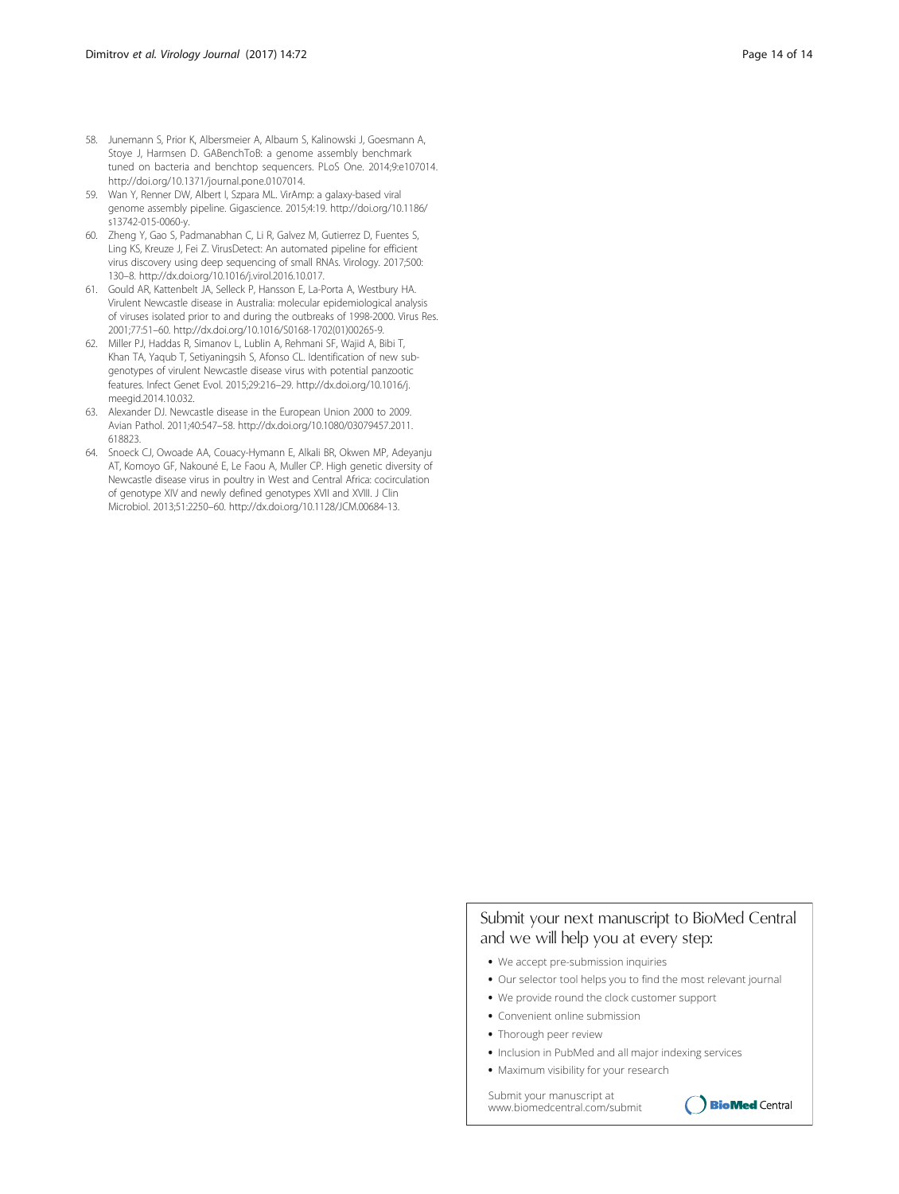58. Junemann S, Prior K, Albersmeier A, Albaum S, Kalinowski J, Goesmann A, Stoye J, Harmsen D. GABenchToB: a genome assembly benchmark tuned on bacteria and benchtop sequencers. PLoS One. 2014;9:e107014. http://doi.org/10.1371/journal.pone.0107014.
59. Wan Y, Renner DW, Albert I, Szpara ML. VirAmp: a galaxy-based viral genome assembly pipeline. Gigascience. 2015;4:19. http://doi.org/10.1186/s13742-015-0060-y.
60. Zheng Y, Gao S, Padmanabhan C, Li R, Galvez M, Gutierrez D, Fuentes S, Ling KS, Kreuze J, Fei Z. VirusDetect: An automated pipeline for efficient virus discovery using deep sequencing of small RNAs. Virology. 2017;500:130–8. http://dx.doi.org/10.1016/j.virol.2016.10.017.
61. Gould AR, Kattenbelt JA, Selleck P, Hansson E, La-Porta A, Westbury HA. Virulent Newcastle disease in Australia: molecular epidemiological analysis of viruses isolated prior to and during the outbreaks of 1998-2000. Virus Res. 2001;77:51–60. http://dx.doi.org/10.1016/S0168-1702(01)00265-9.
62. Miller PJ, Haddas R, Simanov L, Lublin A, Rehmani SF, Wajid A, Bibi T, Khan TA, Yaqub T, Setiyaningsih S, Afonso CL. Identification of new sub-genotypes of virulent Newcastle disease virus with potential panzootic features. Infect Genet Evol. 2015;29:216–29. http://dx.doi.org/10.1016/j.meegid.2014.10.032.
63. Alexander DJ. Newcastle disease in the European Union 2000 to 2009. Avian Pathol. 2011;40:547–58. http://dx.doi.org/10.1080/03079457.2011.618823.
64. Snoeck CJ, Owoade AA, Couacy-Hymann E, Alkali BR, Okwen MP, Adeyanju AT, Komoyo GF, Nakouné E, Le Faou A, Muller CP. High genetic diversity of Newcastle disease virus in poultry in West and Central Africa: cocirculation of genotype XIV and newly defined genotypes XVII and XVIII. J Clin Microbiol. 2013;51:2250–60. http://dx.doi.org/10.1128/JCM.00684-13.

Submit your next manuscript to BioMed Central and we will help you at every step:

- We accept pre-submission inquiries
- Our selector tool helps you to find the most relevant journal
- We provide round the clock customer support
- Convenient online submission
- Thorough peer review
- Inclusion in PubMed and all major indexing services
- Maximum visibility for your research

Submit your manuscript at www.biomedcentral.com/submit

BioMed Central